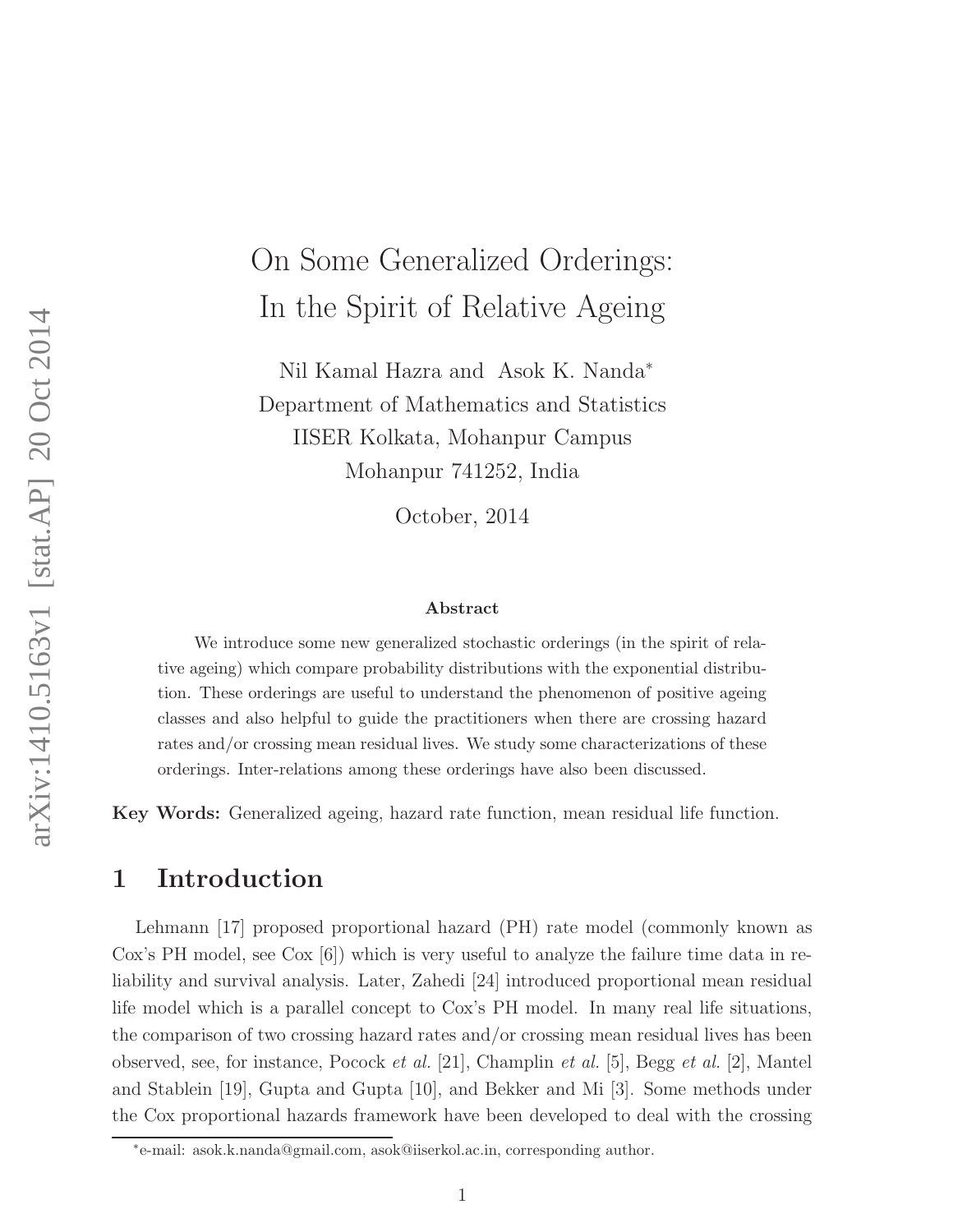# On Some Generalized Orderings: In the Spirit of Relative Ageing

Nil Kamal Hazra and Asok K. Nanda*

Department of Mathematics and Statistics
IISER Kolkata, Mohanpur Campus
Mohanpur 741252, India

October, 2014

**Abstract**

We introduce some new generalized stochastic orderings (in the spirit of relative ageing) which compare probability distributions with the exponential distribution. These orderings are useful to understand the phenomenon of positive ageing classes and also helpful to guide the practitioners when there are crossing hazard rates and/or crossing mean residual lives. We study some characterizations of these orderings. Inter-relations among these orderings have also been discussed.

**Key Words:** Generalized ageing, hazard rate function, mean residual life function.

## 1 Introduction

Lehmann [17] proposed proportional hazard (PH) rate model (commonly known as Cox's PH model, see Cox [6]) which is very useful to analyze the failure time data in reliability and survival analysis. Later, Zahedi [24] introduced proportional mean residual life model which is a parallel concept to Cox's PH model. In many real life situations, the comparison of two crossing hazard rates and/or crossing mean residual lives has been observed, see, for instance, Pocock *et al.* [21], Champlin *et al.* [5], Begg *et al.* [2], Mantel and Stablein [19], Gupta and Gupta [10], and Bekker and Mi [3]. Some methods under the Cox proportional hazards framework have been developed to deal with the crossing

*e-mail: asok.k.nanda@gmail.com, asok@iiserkol.ac.in, corresponding author.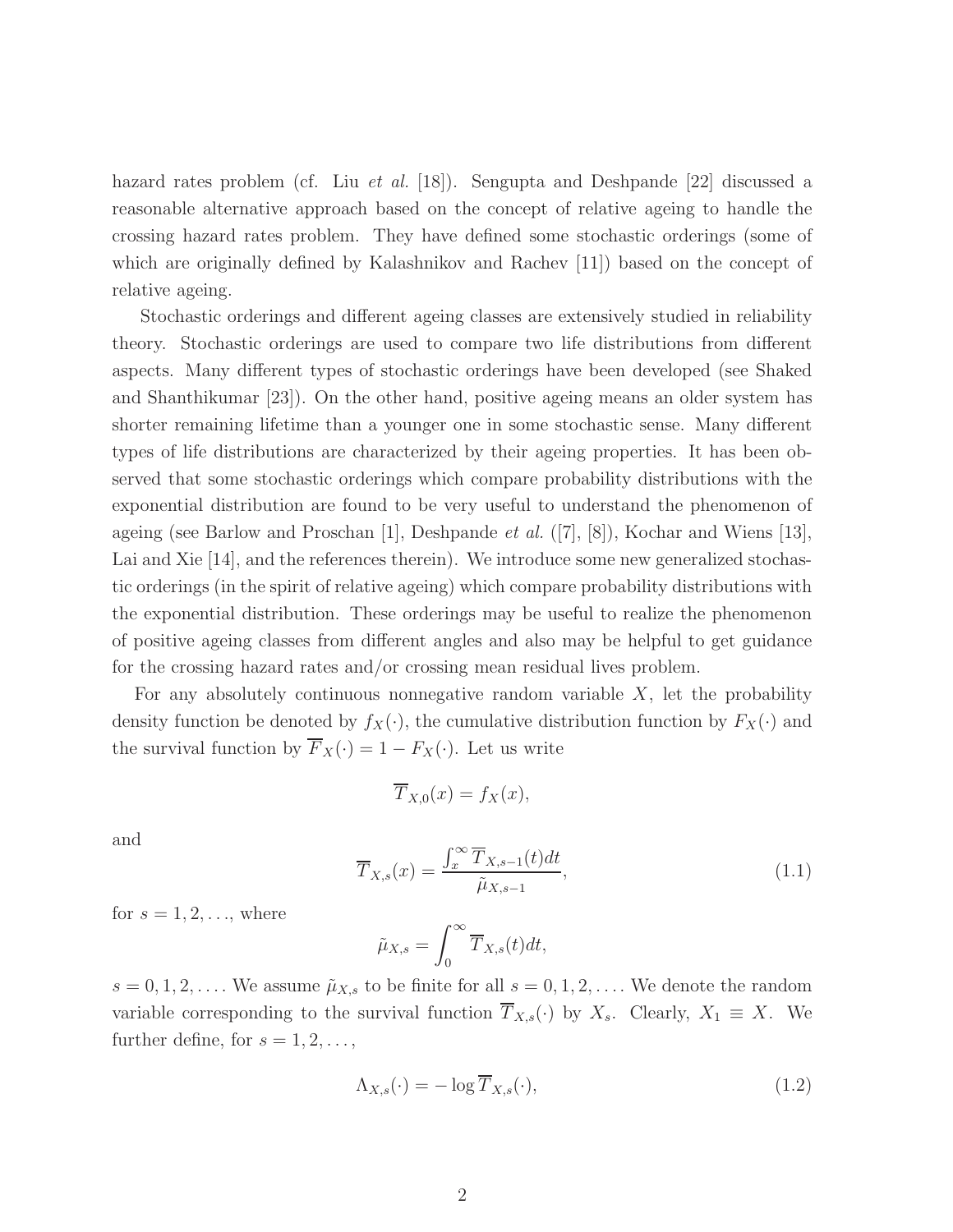hazard rates problem (cf. Liu *et al.* [18]). Sengupta and Deshpande [22] discussed a reasonable alternative approach based on the concept of relative ageing to handle the crossing hazard rates problem. They have defined some stochastic orderings (some of which are originally defined by Kalashnikov and Rachev [11]) based on the concept of relative ageing.

Stochastic orderings and different ageing classes are extensively studied in reliability theory. Stochastic orderings are used to compare two life distributions from different aspects. Many different types of stochastic orderings have been developed (see Shaked and Shanthikumar [23]). On the other hand, positive ageing means an older system has shorter remaining lifetime than a younger one in some stochastic sense. Many different types of life distributions are characterized by their ageing properties. It has been observed that some stochastic orderings which compare probability distributions with the exponential distribution are found to be very useful to understand the phenomenon of ageing (see Barlow and Proschan [1], Deshpande *et al.* ([7], [8]), Kochar and Wiens [13], Lai and Xie [14], and the references therein). We introduce some new generalized stochastic orderings (in the spirit of relative ageing) which compare probability distributions with the exponential distribution. These orderings may be useful to realize the phenomenon of positive ageing classes from different angles and also may be helpful to get guidance for the crossing hazard rates and/or crossing mean residual lives problem.

For any absolutely continuous nonnegative random variable $X$, let the probability density function be denoted by $f_X(\cdot)$, the cumulative distribution function by $F_X(\cdot)$ and the survival function by $\overline{F}_X(\cdot) = 1 - F_X(\cdot)$. Let us write

$$\overline{T}_{X,0}(x) = f_X(x),$$

and

$$\overline{T}_{X,s}(x) = \frac{\int_x^\infty \overline{T}_{X,s-1}(t)dt}{\tilde{\mu}_{X,s-1}}, \tag{1.1}$$

for $s = 1, 2, \ldots$, where

$$\tilde{\mu}_{X,s} = \int_0^\infty \overline{T}_{X,s}(t)dt,$$

$s = 0, 1, 2, \ldots$. We assume $\tilde{\mu}_{X,s}$ to be finite for all $s = 0, 1, 2, \ldots$. We denote the random variable corresponding to the survival function $\overline{T}_{X,s}(\cdot)$ by $X_s$. Clearly, $X_1 \equiv X$. We further define, for $s = 1, 2, \ldots$,

$$\Lambda_{X,s}(\cdot) = -\log \overline{T}_{X,s}(\cdot), \tag{1.2}$$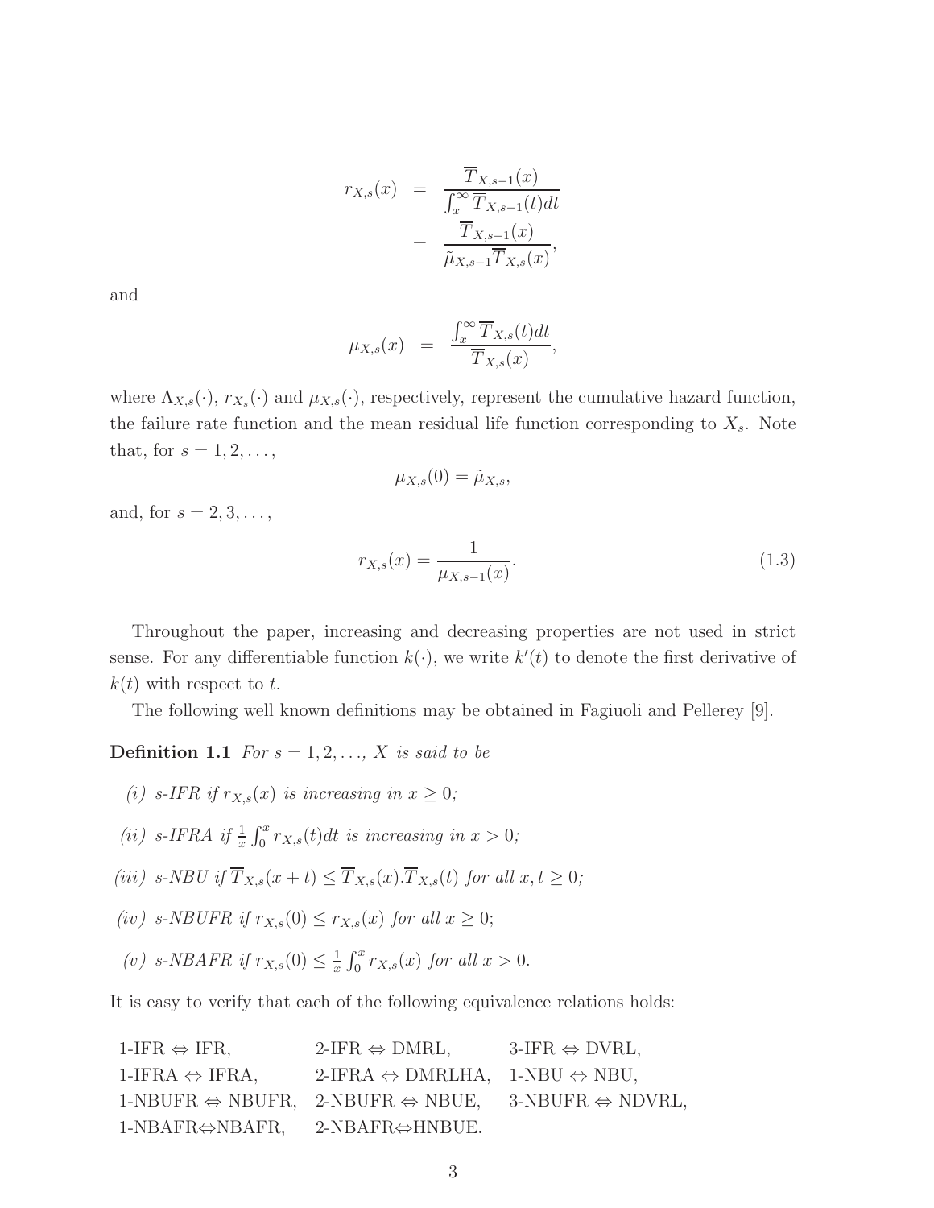$$
\begin{aligned}
r_{X,s}(x) &= \frac{\overline{T}_{X,s-1}(x)}{\int_x^\infty \overline{T}_{X,s-1}(t)dt} \\
&= \frac{\overline{T}_{X,s-1}(x)}{\tilde{\mu}_{X,s-1}\overline{T}_{X,s}(x)},
\end{aligned}
$$

and

$$
\mu_{X,s}(x) = \frac{\int_x^\infty \overline{T}_{X,s}(t)dt}{\overline{T}_{X,s}(x)},
$$

where $\Lambda_{X,s}(\cdot)$, $r_{X_s}(\cdot)$ and $\mu_{X,s}(\cdot)$, respectively, represent the cumulative hazard function, the failure rate function and the mean residual life function corresponding to $X_s$. Note that, for $s = 1, 2, \ldots,$

$$
\mu_{X,s}(0) = \tilde{\mu}_{X,s},
$$

and, for $s = 2, 3, \ldots,$

$$
r_{X,s}(x) = \frac{1}{\mu_{X,s-1}(x)}. \tag{1.3}
$$

Throughout the paper, increasing and decreasing properties are not used in strict sense. For any differentiable function $k(\cdot)$, we write $k'(t)$ to denote the first derivative of $k(t)$ with respect to $t$.

The following well known definitions may be obtained in Fagiuoli and Pellerey [9].

**Definition 1.1** *For $s = 1, 2, \ldots$, $X$ is said to be*

*(i) s-IFR if $r_{X,s}(x)$ is increasing in $x \geq 0$;*

*(ii) s-IFRA if $\frac{1}{x}\int_0^x r_{X,s}(t)dt$ is increasing in $x > 0$;*

*(iii) s-NBU if $\overline{T}_{X,s}(x+t) \leq \overline{T}_{X,s}(x).\overline{T}_{X,s}(t)$ for all $x, t \geq 0$;*

*(iv) s-NBUFR if $r_{X,s}(0) \leq r_{X,s}(x)$ for all $x \geq 0$;*

*(v) s-NBAFR if $r_{X,s}(0) \leq \frac{1}{x}\int_0^x r_{X,s}(x)$ for all $x > 0$.*

It is easy to verify that each of the following equivalence relations holds:

| | | |
|---|---|---|
| 1-IFR $\Leftrightarrow$ IFR, | 2-IFR $\Leftrightarrow$ DMRL, | 3-IFR $\Leftrightarrow$ DVRL, |
| 1-IFRA $\Leftrightarrow$ IFRA, | 2-IFRA $\Leftrightarrow$ DMRLHA, | 1-NBU $\Leftrightarrow$ NBU, |
| 1-NBUFR $\Leftrightarrow$ NBUFR, | 2-NBUFR $\Leftrightarrow$ NBUE, | 3-NBUFR $\Leftrightarrow$ NDVRL, |
| 1-NBAFR$\Leftrightarrow$NBAFR, | 2-NBAFR$\Leftrightarrow$HNBUE. | |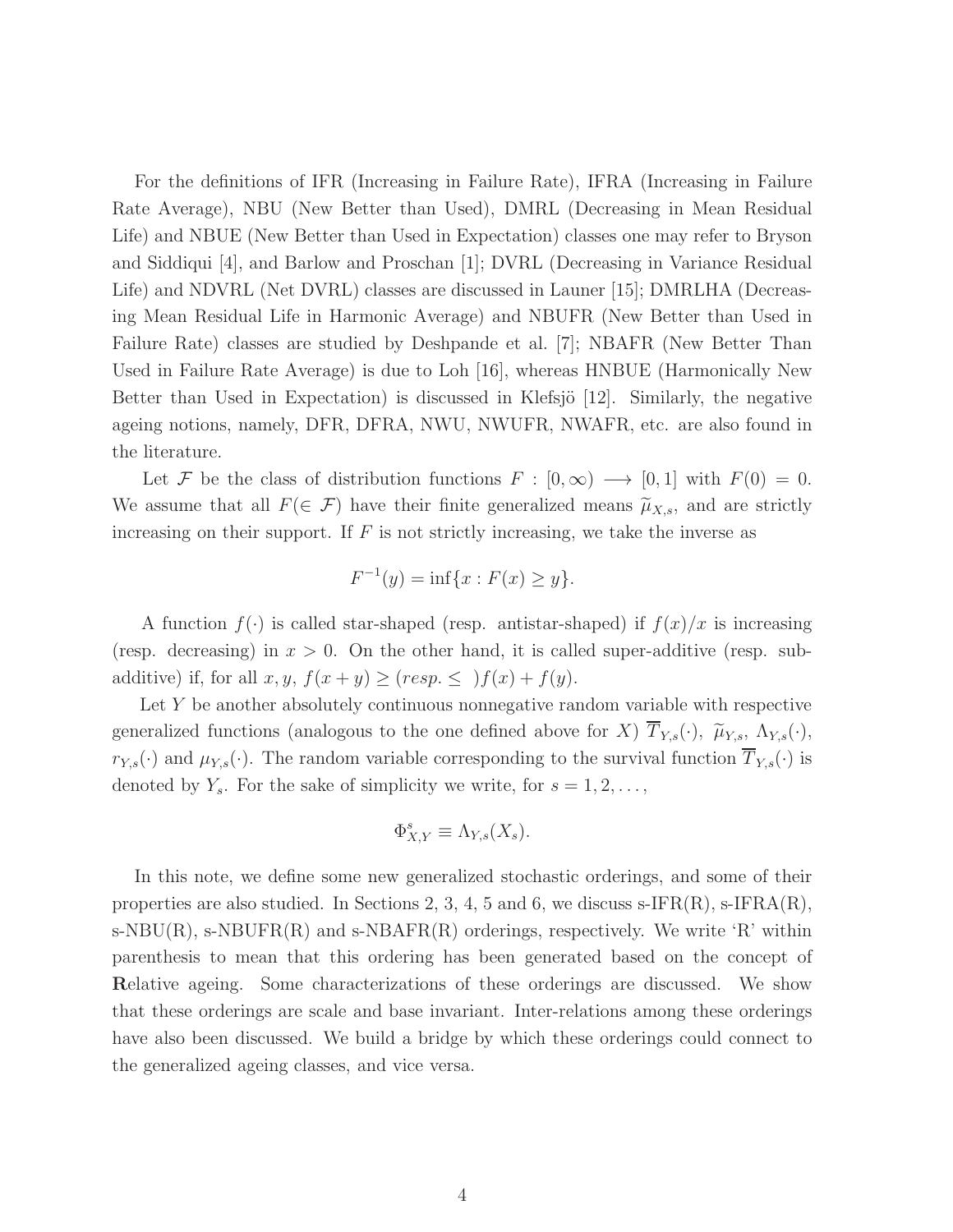For the definitions of IFR (Increasing in Failure Rate), IFRA (Increasing in Failure Rate Average), NBU (New Better than Used), DMRL (Decreasing in Mean Residual Life) and NBUE (New Better than Used in Expectation) classes one may refer to Bryson and Siddiqui [4], and Barlow and Proschan [1]; DVRL (Decreasing in Variance Residual Life) and NDVRL (Net DVRL) classes are discussed in Launer [15]; DMRLHA (Decreasing Mean Residual Life in Harmonic Average) and NBUFR (New Better than Used in Failure Rate) classes are studied by Deshpande et al. [7]; NBAFR (New Better Than Used in Failure Rate Average) is due to Loh [16], whereas HNBUE (Harmonically New Better than Used in Expectation) is discussed in Klefsjö [12]. Similarly, the negative ageing notions, namely, DFR, DFRA, NWU, NWUFR, NWAFR, etc. are also found in the literature.

Let $\mathcal{F}$ be the class of distribution functions $F : [0, \infty) \longrightarrow [0, 1]$ with $F(0) = 0$. We assume that all $F(\in \mathcal{F})$ have their finite generalized means $\widetilde{\mu}_{X,s}$, and are strictly increasing on their support. If $F$ is not strictly increasing, we take the inverse as

$$F^{-1}(y) = \inf\{x : F(x) \geq y\}.$$

A function $f(\cdot)$ is called star-shaped (resp. antistar-shaped) if $f(x)/x$ is increasing (resp. decreasing) in $x > 0$. On the other hand, it is called super-additive (resp. sub-additive) if, for all $x, y$, $f(x + y) \geq (resp. \leq\ ) f(x) + f(y)$.

Let $Y$ be another absolutely continuous nonnegative random variable with respective generalized functions (analogous to the one defined above for $X$) $\overline{T}_{Y,s}(\cdot)$, $\widetilde{\mu}_{Y,s}$, $\Lambda_{Y,s}(\cdot)$, $r_{Y,s}(\cdot)$ and $\mu_{Y,s}(\cdot)$. The random variable corresponding to the survival function $\overline{T}_{Y,s}(\cdot)$ is denoted by $Y_s$. For the sake of simplicity we write, for $s = 1, 2, \ldots$,

$$\Phi^s_{X,Y} \equiv \Lambda_{Y,s}(X_s).$$

In this note, we define some new generalized stochastic orderings, and some of their properties are also studied. In Sections 2, 3, 4, 5 and 6, we discuss s-IFR(R), s-IFRA(R), s-NBU(R), s-NBUFR(R) and s-NBAFR(R) orderings, respectively. We write 'R' within parenthesis to mean that this ordering has been generated based on the concept of **R**elative ageing. Some characterizations of these orderings are discussed. We show that these orderings are scale and base invariant. Inter-relations among these orderings have also been discussed. We build a bridge by which these orderings could connect to the generalized ageing classes, and vice versa.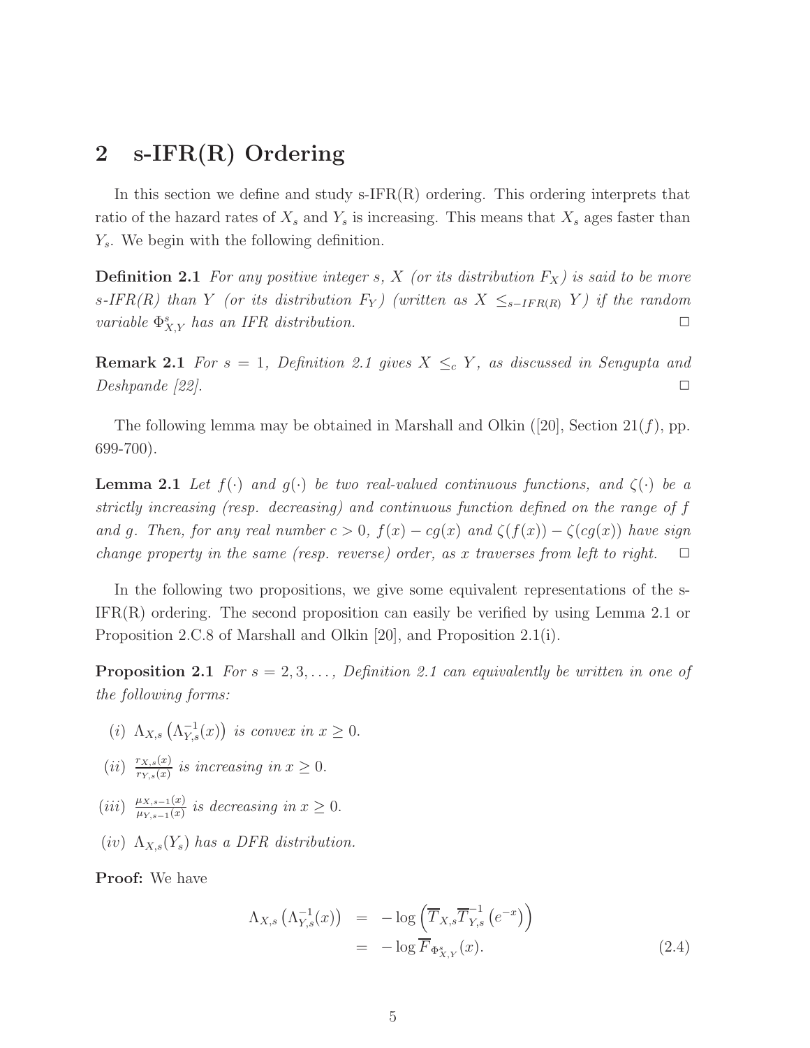## 2 s-IFR(R) Ordering

In this section we define and study s-IFR(R) ordering. This ordering interprets that ratio of the hazard rates of $X_s$ and $Y_s$ is increasing. This means that $X_s$ ages faster than $Y_s$. We begin with the following definition.

**Definition 2.1** *For any positive integer s, X (or its distribution $F_X$) is said to be more s-IFR(R) than Y (or its distribution $F_Y$) (written as $X \leq_{s-IFR(R)} Y$) if the random variable $\Phi^s_{X,Y}$ has an IFR distribution.* □

**Remark 2.1** *For $s = 1$, Definition 2.1 gives $X \leq_c Y$, as discussed in Sengupta and Deshpande [22].* □

The following lemma may be obtained in Marshall and Olkin ([20], Section 21($f$), pp. 699-700).

**Lemma 2.1** *Let $f(\cdot)$ and $g(\cdot)$ be two real-valued continuous functions, and $\zeta(\cdot)$ be a strictly increasing (resp. decreasing) and continuous function defined on the range of f and g. Then, for any real number $c > 0$, $f(x) - cg(x)$ and $\zeta(f(x)) - \zeta(cg(x))$ have sign change property in the same (resp. reverse) order, as x traverses from left to right.* □

In the following two propositions, we give some equivalent representations of the s-IFR(R) ordering. The second proposition can easily be verified by using Lemma 2.1 or Proposition 2.C.8 of Marshall and Olkin [20], and Proposition 2.1(i).

**Proposition 2.1** *For $s = 2, 3, \ldots$, Definition 2.1 can equivalently be written in one of the following forms:*

(*i*) $\Lambda_{X,s}\left(\Lambda^{-1}_{Y,s}(x)\right)$ *is convex in* $x \geq 0$.

(*ii*) $\frac{r_{X,s}(x)}{r_{Y,s}(x)}$ *is increasing in* $x \geq 0$.

(*iii*) $\frac{\mu_{X,s-1}(x)}{\mu_{Y,s-1}(x)}$ *is decreasing in* $x \geq 0$.

(*iv*) $\Lambda_{X,s}(Y_s)$ *has a DFR distribution.*

**Proof:** We have

$$\begin{aligned}
\Lambda_{X,s}\left(\Lambda^{-1}_{Y,s}(x)\right) &= -\log\left(\overline{T}_{X,s}\overline{T}^{-1}_{Y,s}\left(e^{-x}\right)\right) \\
&= -\log \overline{F}_{\Phi^s_{X,Y}}(x). \qquad (2.4)
\end{aligned}$$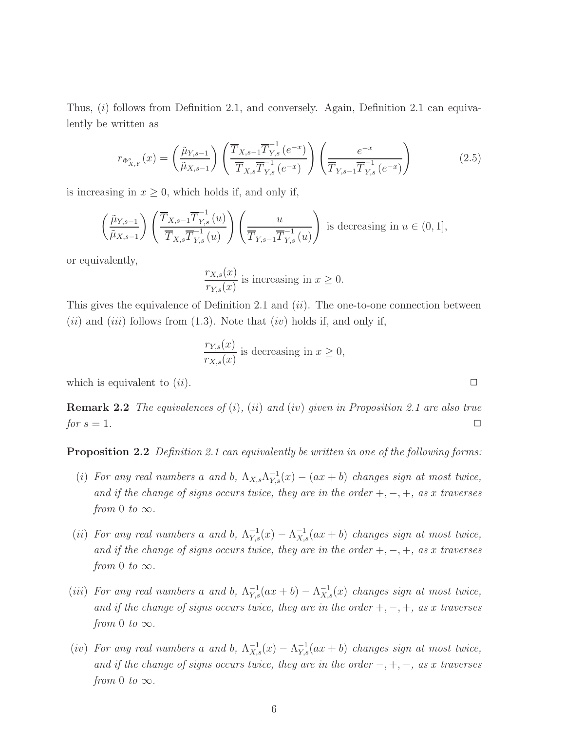Thus, $(i)$ follows from Definition 2.1, and conversely. Again, Definition 2.1 can equivalently be written as

$$r_{\Phi^s_{X,Y}}(x) = \left(\frac{\tilde{\mu}_{Y,s-1}}{\tilde{\mu}_{X,s-1}}\right) \left(\frac{\overline{T}_{X,s-1}\overline{T}^{-1}_{Y,s}(e^{-x})}{\overline{T}_{X,s}\overline{T}^{-1}_{Y,s}(e^{-x})}\right) \left(\frac{e^{-x}}{\overline{T}_{Y,s-1}\overline{T}^{-1}_{Y,s}(e^{-x})}\right) \tag{2.5}$$

is increasing in $x \geq 0$, which holds if, and only if,

$$\left(\frac{\tilde{\mu}_{Y,s-1}}{\tilde{\mu}_{X,s-1}}\right) \left(\frac{\overline{T}_{X,s-1}\overline{T}^{-1}_{Y,s}(u)}{\overline{T}_{X,s}\overline{T}^{-1}_{Y,s}(u)}\right) \left(\frac{u}{\overline{T}_{Y,s-1}\overline{T}^{-1}_{Y,s}(u)}\right) \text{ is decreasing in } u \in (0,1],$$

or equivalently,

$$\frac{r_{X,s}(x)}{r_{Y,s}(x)} \text{ is increasing in } x \geq 0.$$

This gives the equivalence of Definition 2.1 and $(ii)$. The one-to-one connection between $(ii)$ and $(iii)$ follows from (1.3). Note that $(iv)$ holds if, and only if,

$$\frac{r_{Y,s}(x)}{r_{X,s}(x)} \text{ is decreasing in } x \geq 0,$$

which is equivalent to $(ii)$. □

**Remark 2.2** *The equivalences of* $(i)$, $(ii)$ *and* $(iv)$ *given in Proposition 2.1 are also true for* $s = 1$. □

**Proposition 2.2** *Definition 2.1 can equivalently be written in one of the following forms:*

- $(i)$ *For any real numbers* $a$ *and* $b$, $\Lambda_{X,s}\Lambda^{-1}_{Y,s}(x) - (ax + b)$ *changes sign at most twice, and if the change of signs occurs twice, they are in the order* $+, -, +$, *as* $x$ *traverses from* $0$ *to* $\infty$.

- $(ii)$ *For any real numbers* $a$ *and* $b$, $\Lambda^{-1}_{Y,s}(x) - \Lambda^{-1}_{X,s}(ax + b)$ *changes sign at most twice, and if the change of signs occurs twice, they are in the order* $+, -, +$, *as* $x$ *traverses from* $0$ *to* $\infty$.

- $(iii)$ *For any real numbers* $a$ *and* $b$, $\Lambda^{-1}_{Y,s}(ax + b) - \Lambda^{-1}_{X,s}(x)$ *changes sign at most twice, and if the change of signs occurs twice, they are in the order* $+, -, +$, *as* $x$ *traverses from* $0$ *to* $\infty$.

- $(iv)$ *For any real numbers* $a$ *and* $b$, $\Lambda^{-1}_{X,s}(x) - \Lambda^{-1}_{Y,s}(ax + b)$ *changes sign at most twice, and if the change of signs occurs twice, they are in the order* $-, +, -$, *as* $x$ *traverses from* $0$ *to* $\infty$.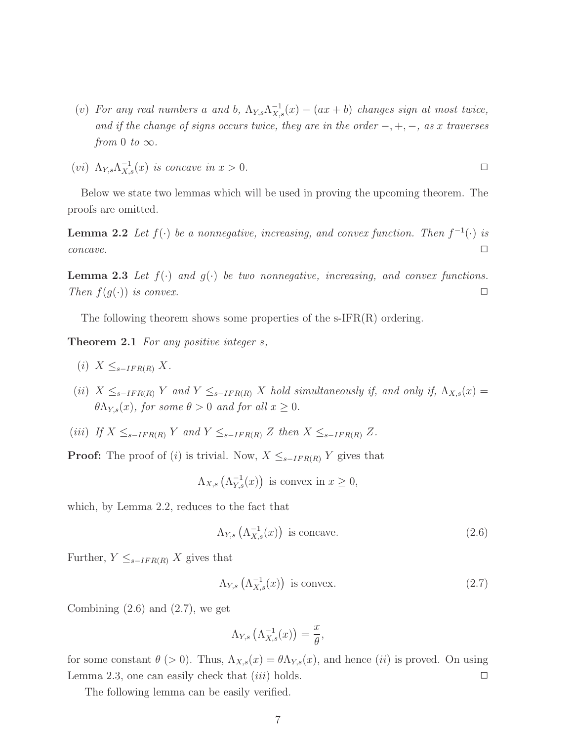(v) *For any real numbers $a$ and $b$, $\Lambda_{Y,s}\Lambda^{-1}_{X,s}(x) - (ax+b)$ changes sign at most twice, and if the change of signs occurs twice, they are in the order $-,+,-$, as $x$ traverses from $0$ to $\infty$.*

(vi) *$\Lambda_{Y,s}\Lambda^{-1}_{X,s}(x)$ is concave in $x > 0$.* □

Below we state two lemmas which will be used in proving the upcoming theorem. The proofs are omitted.

**Lemma 2.2** *Let $f(\cdot)$ be a nonnegative, increasing, and convex function. Then $f^{-1}(\cdot)$ is concave.* □

**Lemma 2.3** *Let $f(\cdot)$ and $g(\cdot)$ be two nonnegative, increasing, and convex functions. Then $f(g(\cdot))$ is convex.* □

The following theorem shows some properties of the s-IFR(R) ordering.

**Theorem 2.1** *For any positive integer $s$,*

(i) *$X \leq_{s-IFR(R)} X$.*

(ii) *$X \leq_{s-IFR(R)} Y$ and $Y \leq_{s-IFR(R)} X$ hold simultaneously if, and only if, $\Lambda_{X,s}(x) = \theta\Lambda_{Y,s}(x)$, for some $\theta > 0$ and for all $x \geq 0$.*

(iii) *If $X \leq_{s-IFR(R)} Y$ and $Y \leq_{s-IFR(R)} Z$ then $X \leq_{s-IFR(R)} Z$.*

**Proof:** The proof of $(i)$ is trivial. Now, $X \leq_{s-IFR(R)} Y$ gives that

$$\Lambda_{X,s}\left(\Lambda^{-1}_{Y,s}(x)\right) \text{ is convex in } x \geq 0,$$

which, by Lemma 2.2, reduces to the fact that

$$\Lambda_{Y,s}\left(\Lambda^{-1}_{X,s}(x)\right) \text{ is concave.} \tag{2.6}$$

Further, $Y \leq_{s-IFR(R)} X$ gives that

$$\Lambda_{Y,s}\left(\Lambda^{-1}_{X,s}(x)\right) \text{ is convex.} \tag{2.7}$$

Combining (2.6) and (2.7), we get

$$\Lambda_{Y,s}\left(\Lambda^{-1}_{X,s}(x)\right) = \frac{x}{\theta},$$

for some constant $\theta$ $(> 0)$. Thus, $\Lambda_{X,s}(x) = \theta\Lambda_{Y,s}(x)$, and hence $(ii)$ is proved. On using Lemma 2.3, one can easily check that $(iii)$ holds. □

The following lemma can be easily verified.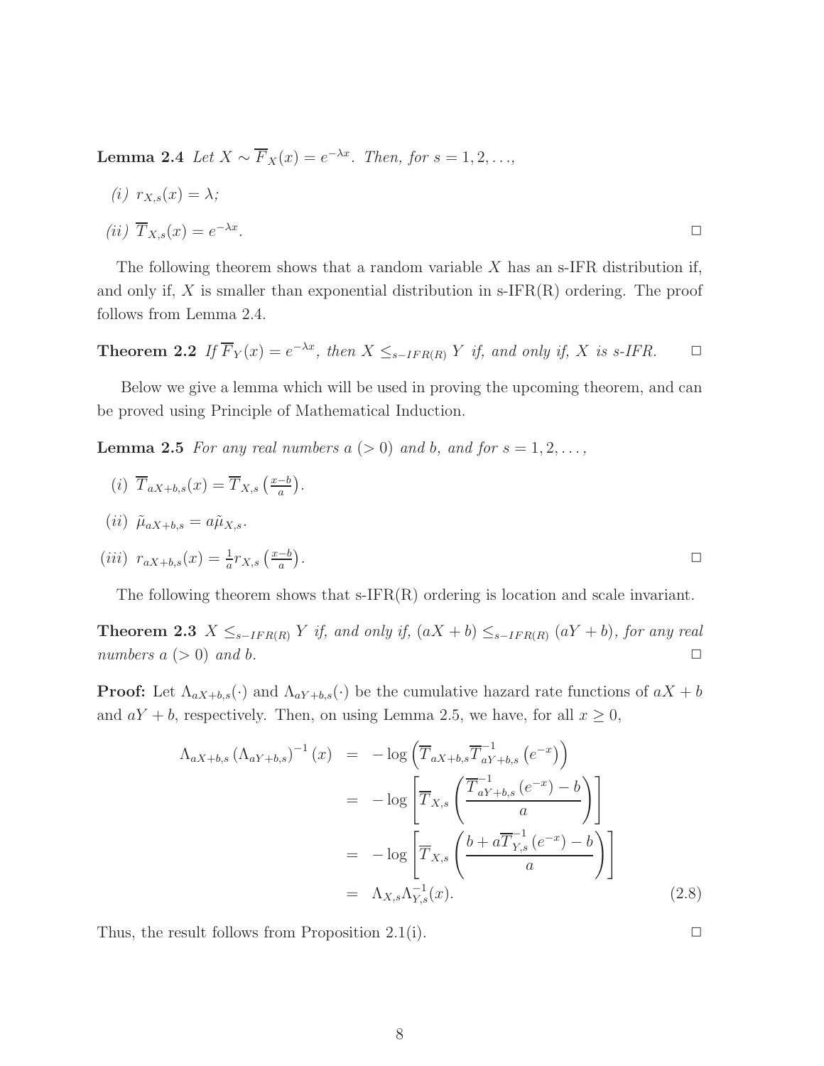**Lemma 2.4** *Let $X \sim \overline{F}_X(x) = e^{-\lambda x}$. Then, for $s = 1, 2, \ldots$,*

*(i) $r_{X,s}(x) = \lambda$;*

*(ii) $\overline{T}_{X,s}(x) = e^{-\lambda x}$.* □

The following theorem shows that a random variable $X$ has an s-IFR distribution if, and only if, $X$ is smaller than exponential distribution in s-IFR(R) ordering. The proof follows from Lemma 2.4.

**Theorem 2.2** *If $\overline{F}_Y(x) = e^{-\lambda x}$, then $X \leq_{s-IFR(R)} Y$ if, and only if, $X$ is s-IFR.* □

Below we give a lemma which will be used in proving the upcoming theorem, and can be proved using Principle of Mathematical Induction.

**Lemma 2.5** *For any real numbers $a$ $(> 0)$ and $b$, and for $s = 1, 2, \ldots$,*

*(i) $\overline{T}_{aX+b,s}(x) = \overline{T}_{X,s}\left(\frac{x-b}{a}\right)$.*

*(ii) $\tilde{\mu}_{aX+b,s} = a\tilde{\mu}_{X,s}$.*

*(iii) $r_{aX+b,s}(x) = \frac{1}{a} r_{X,s}\left(\frac{x-b}{a}\right)$.* □

The following theorem shows that s-IFR(R) ordering is location and scale invariant.

**Theorem 2.3** *$X \leq_{s-IFR(R)} Y$ if, and only if, $(aX + b) \leq_{s-IFR(R)} (aY + b)$, for any real numbers $a$ $(> 0)$ and $b$.* □

**Proof:** Let $\Lambda_{aX+b,s}(\cdot)$ and $\Lambda_{aY+b,s}(\cdot)$ be the cumulative hazard rate functions of $aX + b$ and $aY + b$, respectively. Then, on using Lemma 2.5, we have, for all $x \geq 0$,

$$
\begin{aligned}
\Lambda_{aX+b,s}\left(\Lambda_{aY+b,s}\right)^{-1}(x) &= -\log\left(\overline{T}_{aX+b,s}\overline{T}^{-1}_{aY+b,s}\left(e^{-x}\right)\right) \\
&= -\log\left[\overline{T}_{X,s}\left(\frac{\overline{T}^{-1}_{aY+b,s}\left(e^{-x}\right) - b}{a}\right)\right] \\
&= -\log\left[\overline{T}_{X,s}\left(\frac{b + a\overline{T}^{-1}_{Y,s}\left(e^{-x}\right) - b}{a}\right)\right] \\
&= \Lambda_{X,s}\Lambda^{-1}_{Y,s}(x). \qquad (2.8)
\end{aligned}
$$

Thus, the result follows from Proposition 2.1(i). □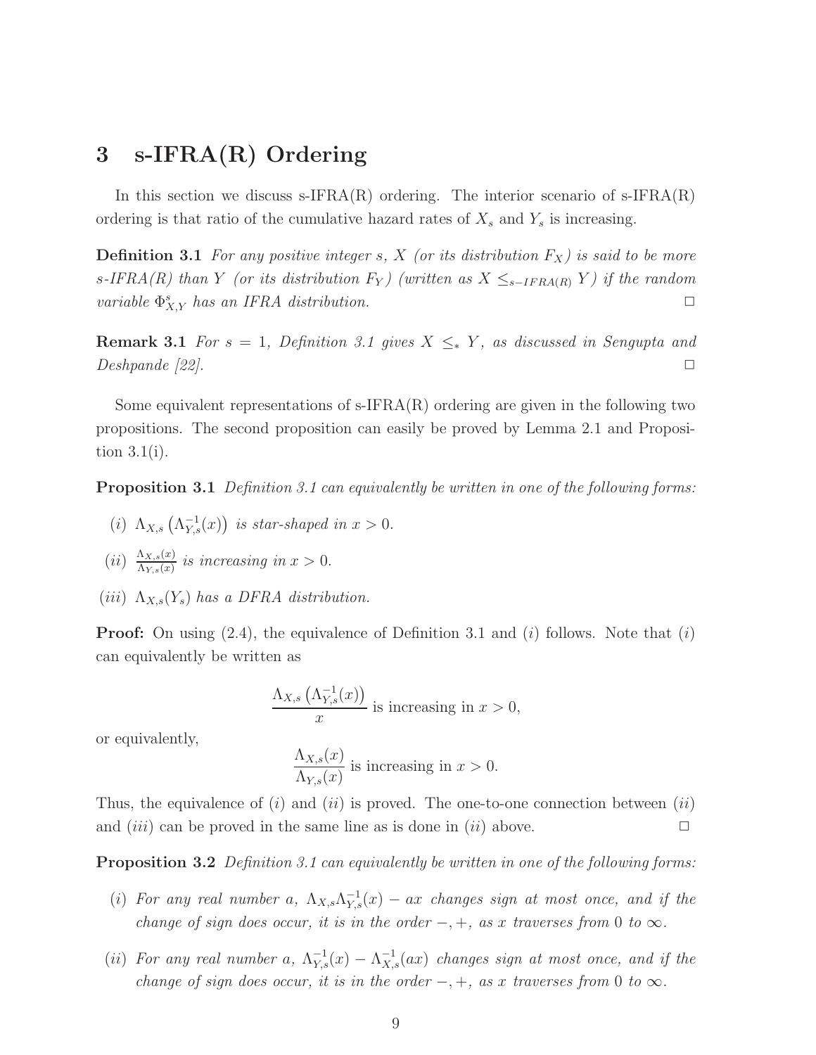# 3 s-IFRA(R) Ordering

In this section we discuss s-IFRA(R) ordering. The interior scenario of s-IFRA(R) ordering is that ratio of the cumulative hazard rates of $X_s$ and $Y_s$ is increasing.

**Definition 3.1** *For any positive integer $s$, $X$ (or its distribution $F_X$) is said to be more s-IFRA(R) than $Y$ (or its distribution $F_Y$) (written as $X \leq_{s-IFRA(R)} Y$) if the random variable $\Phi^s_{X,Y}$ has an IFRA distribution.* □

**Remark 3.1** *For $s = 1$, Definition 3.1 gives $X \leq_* Y$, as discussed in Sengupta and Deshpande [22].* □

Some equivalent representations of s-IFRA(R) ordering are given in the following two propositions. The second proposition can easily be proved by Lemma 2.1 and Proposition 3.1(i).

**Proposition 3.1** *Definition 3.1 can equivalently be written in one of the following forms:*

- *(i)* $\Lambda_{X,s}\left(\Lambda^{-1}_{Y,s}(x)\right)$ *is star-shaped in $x > 0$.*
- *(ii)* $\frac{\Lambda_{X,s}(x)}{\Lambda_{Y,s}(x)}$ *is increasing in $x > 0$.*
- *(iii)* $\Lambda_{X,s}(Y_s)$ *has a DFRA distribution.*

**Proof:** On using (2.4), the equivalence of Definition 3.1 and $(i)$ follows. Note that $(i)$ can equivalently be written as

$$\frac{\Lambda_{X,s}\left(\Lambda^{-1}_{Y,s}(x)\right)}{x} \text{ is increasing in } x > 0,$$

or equivalently,

$$\frac{\Lambda_{X,s}(x)}{\Lambda_{Y,s}(x)} \text{ is increasing in } x > 0.$$

Thus, the equivalence of $(i)$ and $(ii)$ is proved. The one-to-one connection between $(ii)$ and $(iii)$ can be proved in the same line as is done in $(ii)$ above. □

**Proposition 3.2** *Definition 3.1 can equivalently be written in one of the following forms:*

- *(i) For any real number $a$, $\Lambda_{X,s}\Lambda^{-1}_{Y,s}(x) - ax$ changes sign at most once, and if the change of sign does occur, it is in the order $-, +$, as $x$ traverses from $0$ to $\infty$.*
- *(ii) For any real number $a$, $\Lambda^{-1}_{Y,s}(x) - \Lambda^{-1}_{X,s}(ax)$ changes sign at most once, and if the change of sign does occur, it is in the order $-, +$, as $x$ traverses from $0$ to $\infty$.*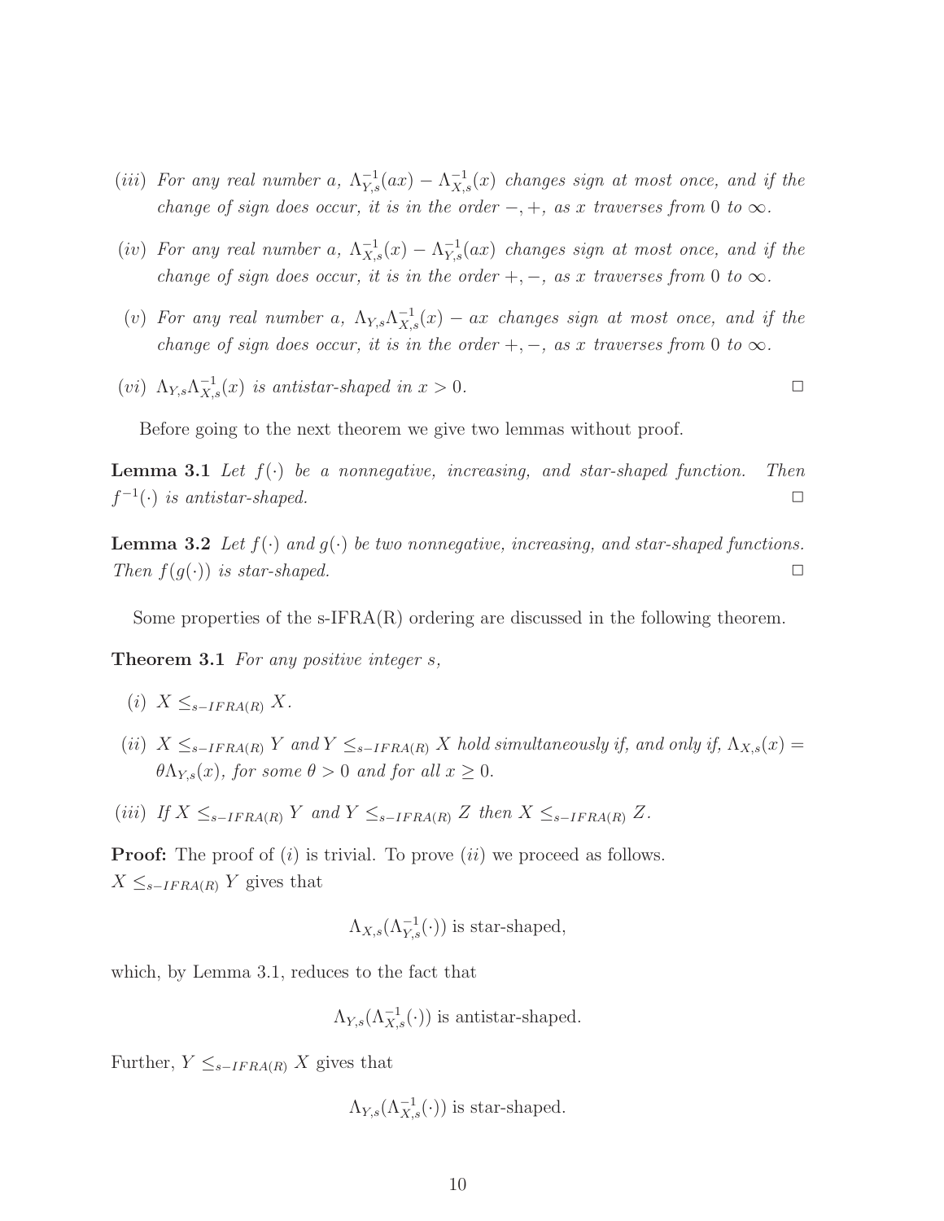(*iii*) *For any real number a,* $\Lambda^{-1}_{Y,s}(ax) - \Lambda^{-1}_{X,s}(x)$ *changes sign at most once, and if the change of sign does occur, it is in the order* $-, +$, *as x traverses from* 0 *to* $\infty$.

(*iv*) *For any real number a,* $\Lambda^{-1}_{X,s}(x) - \Lambda^{-1}_{Y,s}(ax)$ *changes sign at most once, and if the change of sign does occur, it is in the order* $+, -$, *as x traverses from* 0 *to* $\infty$.

(*v*) *For any real number a,* $\Lambda_{Y,s}\Lambda^{-1}_{X,s}(x) - ax$ *changes sign at most once, and if the change of sign does occur, it is in the order* $+, -$, *as x traverses from* 0 *to* $\infty$.

(*vi*) $\Lambda_{Y,s}\Lambda^{-1}_{X,s}(x)$ *is antistar-shaped in* $x > 0$. □

Before going to the next theorem we give two lemmas without proof.

**Lemma 3.1** *Let* $f(\cdot)$ *be a nonnegative, increasing, and star-shaped function. Then* $f^{-1}(\cdot)$ *is antistar-shaped.* □

**Lemma 3.2** *Let* $f(\cdot)$ *and* $g(\cdot)$ *be two nonnegative, increasing, and star-shaped functions. Then* $f(g(\cdot))$ *is star-shaped.* □

Some properties of the s-IFRA(R) ordering are discussed in the following theorem.

**Theorem 3.1** *For any positive integer s,*

(*i*) $X \leq_{s-IFRA(R)} X$.

(*ii*) $X \leq_{s-IFRA(R)} Y$ *and* $Y \leq_{s-IFRA(R)} X$ *hold simultaneously if, and only if,* $\Lambda_{X,s}(x) = \theta\Lambda_{Y,s}(x)$, *for some* $\theta > 0$ *and for all* $x \geq 0$.

(*iii*) *If* $X \leq_{s-IFRA(R)} Y$ *and* $Y \leq_{s-IFRA(R)} Z$ *then* $X \leq_{s-IFRA(R)} Z$.

**Proof:** The proof of (*i*) is trivial. To prove (*ii*) we proceed as follows. $X \leq_{s-IFRA(R)} Y$ gives that

$$\Lambda_{X,s}(\Lambda^{-1}_{Y,s}(\cdot)) \text{ is star-shaped,}$$

which, by Lemma 3.1, reduces to the fact that

$$\Lambda_{Y,s}(\Lambda^{-1}_{X,s}(\cdot)) \text{ is antistar-shaped.}$$

Further, $Y \leq_{s-IFRA(R)} X$ gives that

$$\Lambda_{Y,s}(\Lambda^{-1}_{X,s}(\cdot)) \text{ is star-shaped.}$$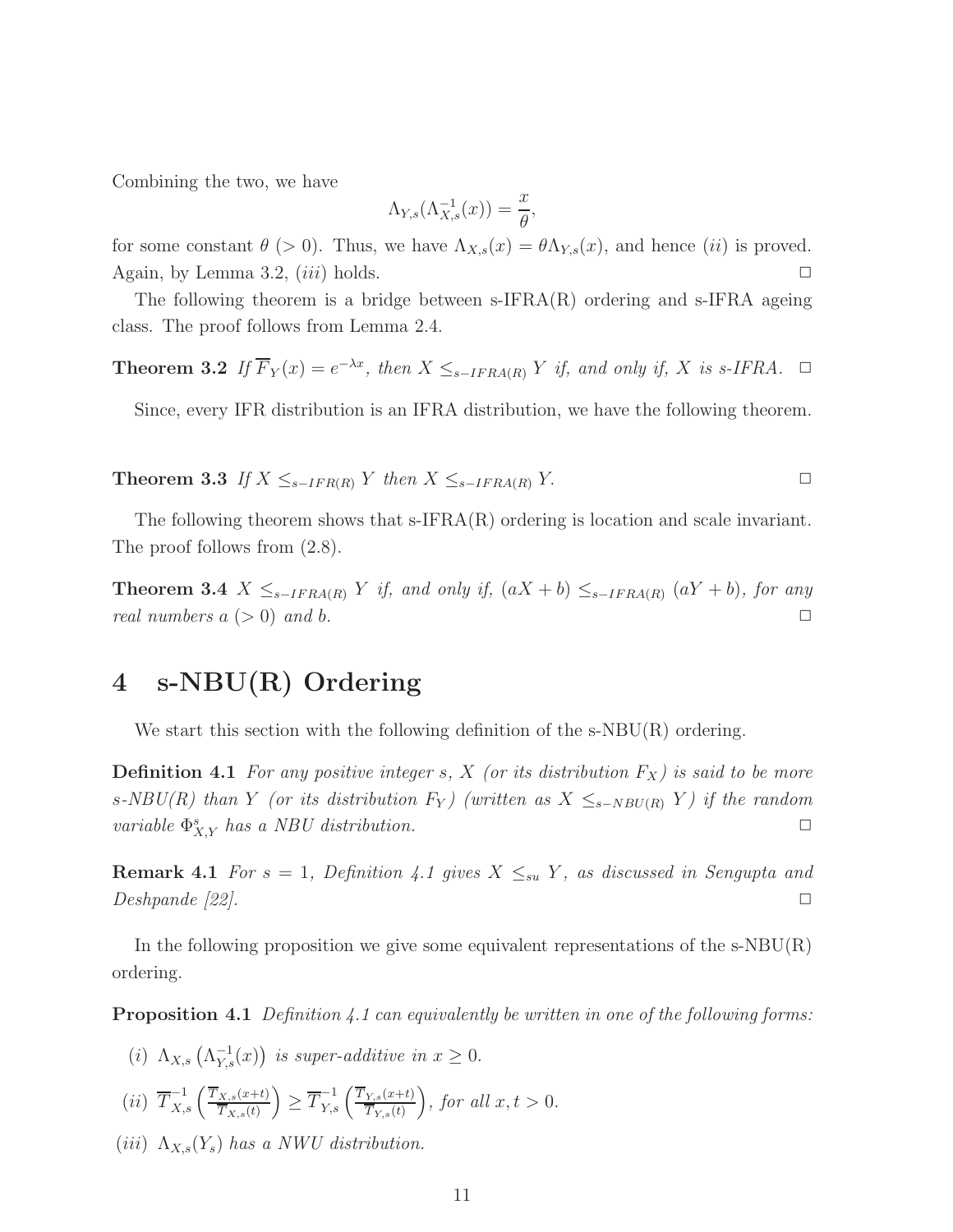Combining the two, we have

$$\Lambda_{Y,s}(\Lambda_{X,s}^{-1}(x)) = \frac{x}{\theta},$$

for some constant $\theta$ ($> 0$). Thus, we have $\Lambda_{X,s}(x) = \theta\Lambda_{Y,s}(x)$, and hence $(ii)$ is proved. Again, by Lemma 3.2, $(iii)$ holds. □

The following theorem is a bridge between s-IFRA(R) ordering and s-IFRA ageing class. The proof follows from Lemma 2.4.

**Theorem 3.2** *If $\overline{F}_Y(x) = e^{-\lambda x}$, then $X \leq_{s-IFRA(R)} Y$ if, and only if, $X$ is s-IFRA.* □

Since, every IFR distribution is an IFRA distribution, we have the following theorem.

**Theorem 3.3** *If $X \leq_{s-IFR(R)} Y$ then $X \leq_{s-IFRA(R)} Y$.* □

The following theorem shows that s-IFRA(R) ordering is location and scale invariant. The proof follows from (2.8).

**Theorem 3.4** *$X \leq_{s-IFRA(R)} Y$ if, and only if, $(aX + b) \leq_{s-IFRA(R)} (aY + b)$, for any real numbers $a$ ($> 0$) and $b$.* □

# 4 s-NBU(R) Ordering

We start this section with the following definition of the s-NBU(R) ordering.

**Definition 4.1** *For any positive integer $s$, $X$ (or its distribution $F_X$) is said to be more s-NBU(R) than $Y$ (or its distribution $F_Y$) (written as $X \leq_{s-NBU(R)} Y$) if the random variable $\Phi^s_{X,Y}$ has a NBU distribution.* □

**Remark 4.1** *For $s = 1$, Definition 4.1 gives $X \leq_{su} Y$, as discussed in Sengupta and Deshpande [22].* □

In the following proposition we give some equivalent representations of the s-NBU(R) ordering.

**Proposition 4.1** *Definition 4.1 can equivalently be written in one of the following forms:*

$(i)$ *$\Lambda_{X,s}\left(\Lambda_{Y,s}^{-1}(x)\right)$ is super-additive in $x \geq 0$.*

$(ii)$ *$\overline{T}^{-1}_{X,s}\left(\frac{\overline{T}_{X,s}(x+t)}{\overline{T}_{X,s}(t)}\right) \geq \overline{T}^{-1}_{Y,s}\left(\frac{\overline{T}_{Y,s}(x+t)}{\overline{T}_{Y,s}(t)}\right)$, for all $x, t > 0$.*

$(iii)$ *$\Lambda_{X,s}(Y_s)$ has a NWU distribution.*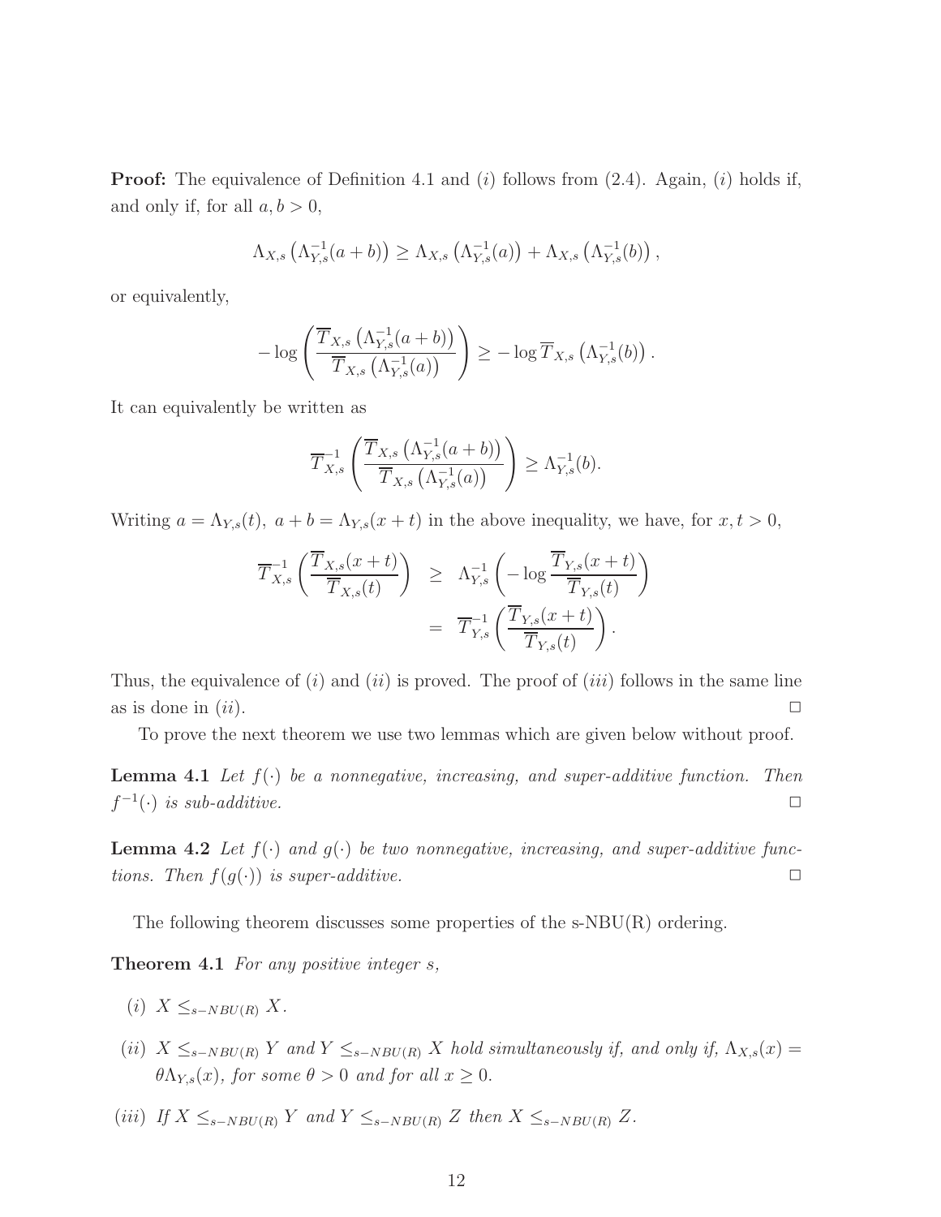**Proof:** The equivalence of Definition 4.1 and $(i)$ follows from (2.4). Again, $(i)$ holds if, and only if, for all $a, b > 0$,

$$\Lambda_{X,s}\left(\Lambda_{Y,s}^{-1}(a+b)\right) \geq \Lambda_{X,s}\left(\Lambda_{Y,s}^{-1}(a)\right) + \Lambda_{X,s}\left(\Lambda_{Y,s}^{-1}(b)\right),$$

or equivalently,

$$-\log\left(\frac{\overline{T}_{X,s}\left(\Lambda_{Y,s}^{-1}(a+b)\right)}{\overline{T}_{X,s}\left(\Lambda_{Y,s}^{-1}(a)\right)}\right) \geq -\log \overline{T}_{X,s}\left(\Lambda_{Y,s}^{-1}(b)\right).$$

It can equivalently be written as

$$\overline{T}_{X,s}^{-1}\left(\frac{\overline{T}_{X,s}\left(\Lambda_{Y,s}^{-1}(a+b)\right)}{\overline{T}_{X,s}\left(\Lambda_{Y,s}^{-1}(a)\right)}\right) \geq \Lambda_{Y,s}^{-1}(b).$$

Writing $a = \Lambda_{Y,s}(t),\ a+b = \Lambda_{Y,s}(x+t)$ in the above inequality, we have, for $x, t > 0$,

$$\begin{aligned}
\overline{T}_{X,s}^{-1}\left(\frac{\overline{T}_{X,s}(x+t)}{\overline{T}_{X,s}(t)}\right) &\geq \Lambda_{Y,s}^{-1}\left(-\log\frac{\overline{T}_{Y,s}(x+t)}{\overline{T}_{Y,s}(t)}\right) \\
&= \overline{T}_{Y,s}^{-1}\left(\frac{\overline{T}_{Y,s}(x+t)}{\overline{T}_{Y,s}(t)}\right).
\end{aligned}$$

Thus, the equivalence of $(i)$ and $(ii)$ is proved. The proof of $(iii)$ follows in the same line as is done in $(ii)$. $\square$

To prove the next theorem we use two lemmas which are given below without proof.

**Lemma 4.1** *Let $f(\cdot)$ be a nonnegative, increasing, and super-additive function. Then $f^{-1}(\cdot)$ is sub-additive.* $\square$

**Lemma 4.2** *Let $f(\cdot)$ and $g(\cdot)$ be two nonnegative, increasing, and super-additive functions. Then $f(g(\cdot))$ is super-additive.* $\square$

The following theorem discusses some properties of the s-NBU(R) ordering.

**Theorem 4.1** *For any positive integer $s$,*

$(i)$ $X \leq_{s-NBU(R)} X$.

$(ii)$ $X \leq_{s-NBU(R)} Y$ *and* $Y \leq_{s-NBU(R)} X$ *hold simultaneously if, and only if,* $\Lambda_{X,s}(x) = \theta\Lambda_{Y,s}(x)$, *for some* $\theta > 0$ *and for all* $x \geq 0$.

$(iii)$ *If* $X \leq_{s-NBU(R)} Y$ *and* $Y \leq_{s-NBU(R)} Z$ *then* $X \leq_{s-NBU(R)} Z$.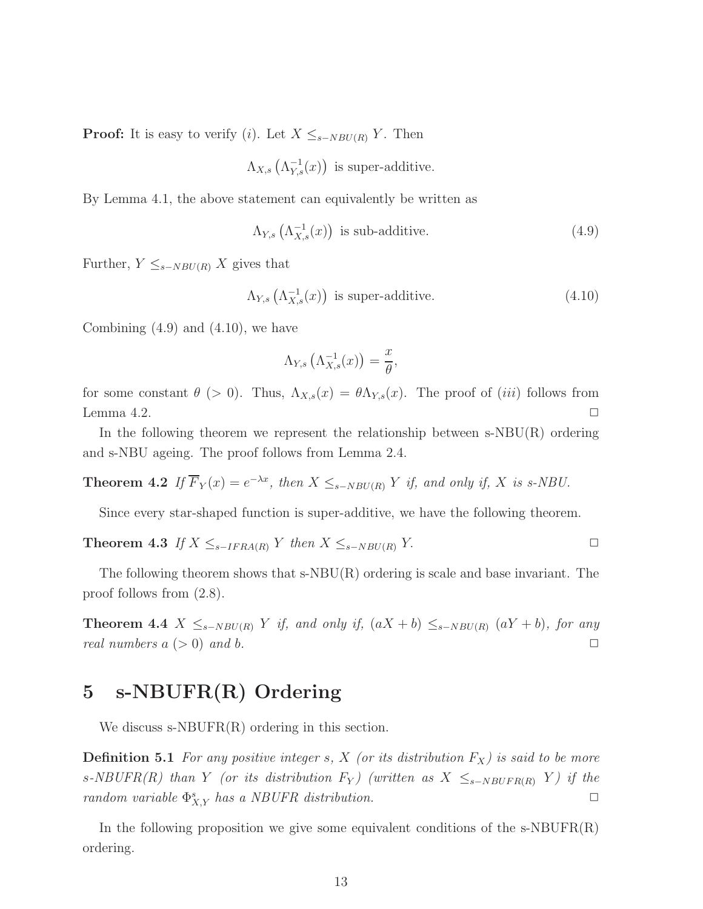**Proof:** It is easy to verify $(i)$. Let $X \leq_{s-NBU(R)} Y$. Then

$$\Lambda_{X,s}\left(\Lambda_{Y,s}^{-1}(x)\right) \text{ is super-additive.}$$

By Lemma 4.1, the above statement can equivalently be written as

$$\Lambda_{Y,s}\left(\Lambda_{X,s}^{-1}(x)\right) \text{ is sub-additive.} \tag{4.9}$$

Further, $Y \leq_{s-NBU(R)} X$ gives that

$$\Lambda_{Y,s}\left(\Lambda_{X,s}^{-1}(x)\right) \text{ is super-additive.} \tag{4.10}$$

Combining (4.9) and (4.10), we have

$$\Lambda_{Y,s}\left(\Lambda_{X,s}^{-1}(x)\right) = \frac{x}{\theta},$$

for some constant $\theta\ (>0)$. Thus, $\Lambda_{X,s}(x) = \theta\Lambda_{Y,s}(x)$. The proof of $(iii)$ follows from Lemma 4.2. □

In the following theorem we represent the relationship between s-NBU(R) ordering and s-NBU ageing. The proof follows from Lemma 2.4.

**Theorem 4.2** *If $\overline{F}_Y(x) = e^{-\lambda x}$, then $X \leq_{s-NBU(R)} Y$ if, and only if, $X$ is s-NBU.*

Since every star-shaped function is super-additive, we have the following theorem.

**Theorem 4.3** *If $X \leq_{s-IFRA(R)} Y$ then $X \leq_{s-NBU(R)} Y$.* □

The following theorem shows that s-NBU(R) ordering is scale and base invariant. The proof follows from (2.8).

**Theorem 4.4** *$X \leq_{s-NBU(R)} Y$ if, and only if, $(aX+b) \leq_{s-NBU(R)} (aY+b)$, for any real numbers $a\ (>0)$ and $b$.* □

# 5 s-NBUFR(R) Ordering

We discuss s-NBUFR(R) ordering in this section.

**Definition 5.1** *For any positive integer $s$, $X$ (or its distribution $F_X$) is said to be more s-NBUFR(R) than $Y$ (or its distribution $F_Y$) (written as $X \leq_{s-NBUFR(R)} Y$) if the random variable $\Phi_{X,Y}^s$ has a NBUFR distribution.* □

In the following proposition we give some equivalent conditions of the s-NBUFR(R) ordering.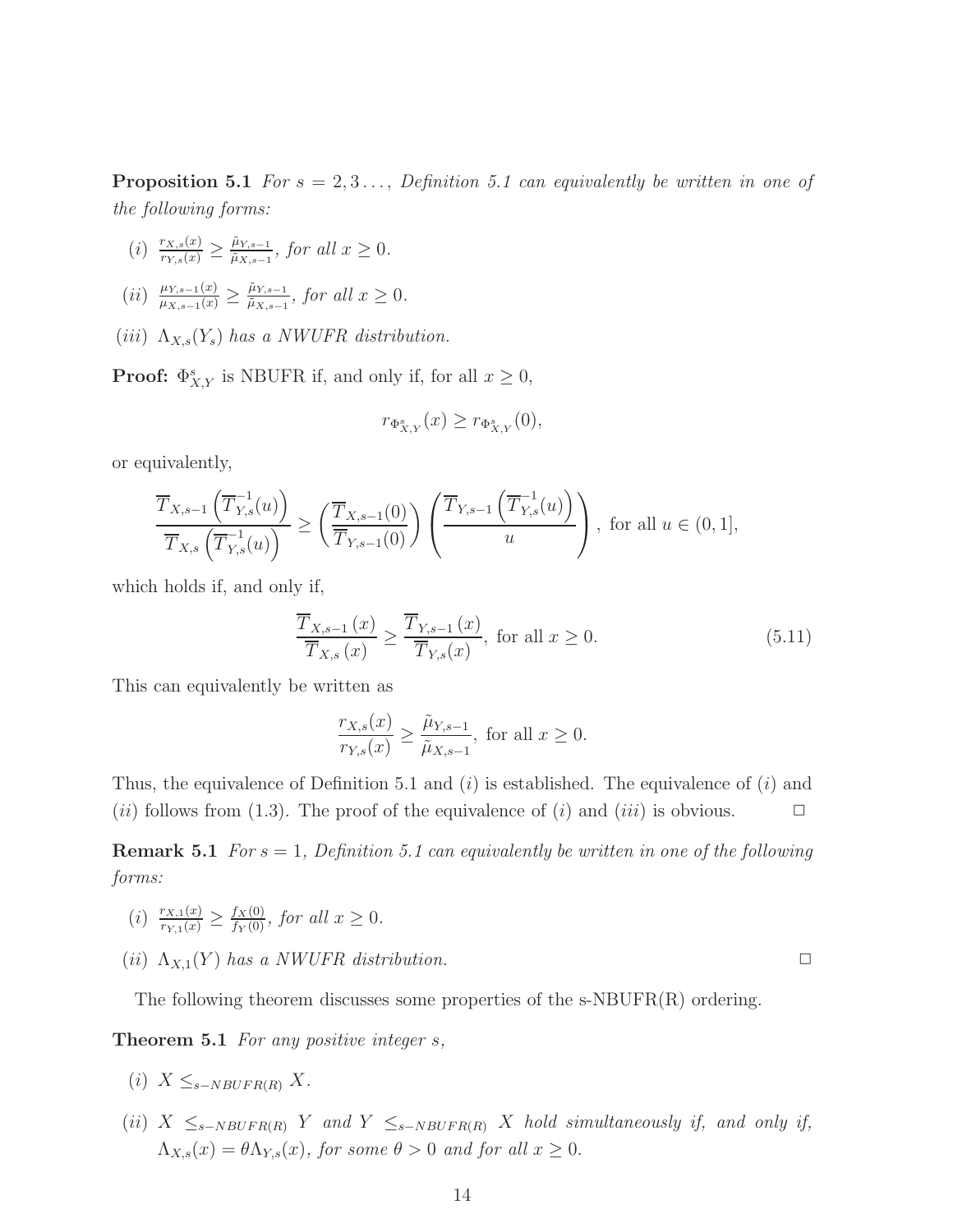**Proposition 5.1** *For $s = 2, 3\ldots,$ Definition 5.1 can equivalently be written in one of the following forms:*

- $(i)$ $\frac{r_{X,s}(x)}{r_{Y,s}(x)} \geq \frac{\tilde{\mu}_{Y,s-1}}{\tilde{\mu}_{X,s-1}}$, *for all $x \geq 0$.*
- $(ii)$ $\frac{\mu_{Y,s-1}(x)}{\mu_{X,s-1}(x)} \geq \frac{\tilde{\mu}_{Y,s-1}}{\tilde{\mu}_{X,s-1}}$, *for all $x \geq 0$.*
- $(iii)$ $\Lambda_{X,s}(Y_s)$ *has a NWUFR distribution.*

**Proof:** $\Phi^s_{X,Y}$ is NBUFR if, and only if, for all $x \geq 0$,

$$r_{\Phi^s_{X,Y}}(x) \geq r_{\Phi^s_{X,Y}}(0),$$

or equivalently,

$$\frac{\overline{T}_{X,s-1}\left(\overline{T}^{-1}_{Y,s}(u)\right)}{\overline{T}_{X,s}\left(\overline{T}^{-1}_{Y,s}(u)\right)} \geq \left(\frac{\overline{T}_{X,s-1}(0)}{\overline{T}_{Y,s-1}(0)}\right)\left(\frac{\overline{T}_{Y,s-1}\left(\overline{T}^{-1}_{Y,s}(u)\right)}{u}\right), \text{ for all } u \in (0,1],$$

which holds if, and only if,

$$\frac{\overline{T}_{X,s-1}\left(x\right)}{\overline{T}_{X,s}\left(x\right)} \geq \frac{\overline{T}_{Y,s-1}\left(x\right)}{\overline{T}_{Y,s}(x)}, \text{ for all } x \geq 0. \tag{5.11}$$

This can equivalently be written as

$$\frac{r_{X,s}(x)}{r_{Y,s}(x)} \geq \frac{\tilde{\mu}_{Y,s-1}}{\tilde{\mu}_{X,s-1}}, \text{ for all } x \geq 0.$$

Thus, the equivalence of Definition 5.1 and $(i)$ is established. The equivalence of $(i)$ and $(ii)$ follows from (1.3). The proof of the equivalence of $(i)$ and $(iii)$ is obvious. $\Box$

**Remark 5.1** *For $s = 1$, Definition 5.1 can equivalently be written in one of the following forms:*

- $(i)$ $\frac{r_{X,1}(x)}{r_{Y,1}(x)} \geq \frac{f_X(0)}{f_Y(0)}$, *for all $x \geq 0$.*
- $(ii)$ $\Lambda_{X,1}(Y)$ *has a NWUFR distribution.* $\Box$

The following theorem discusses some properties of the s-NBUFR(R) ordering.

**Theorem 5.1** *For any positive integer $s$,*

- $(i)$ $X \leq_{s-NBUFR(R)} X$.
- $(ii)$ $X \leq_{s-NBUFR(R)} Y$ *and* $Y \leq_{s-NBUFR(R)} X$ *hold simultaneously if, and only if,* $\Lambda_{X,s}(x) = \theta\Lambda_{Y,s}(x)$, *for some $\theta > 0$ and for all $x \geq 0$.*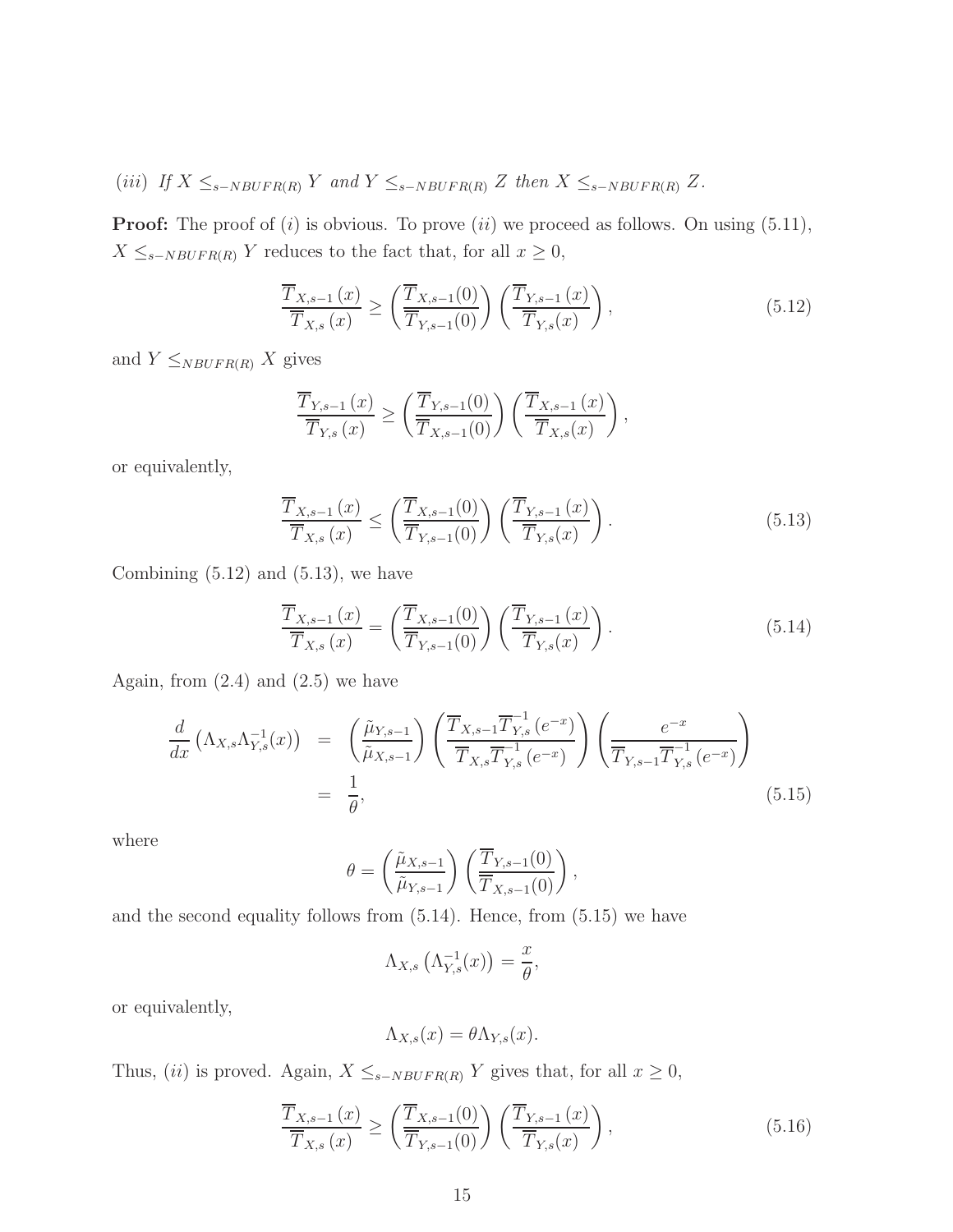(*iii*) *If* $X \leq_{s-NBUFR(R)} Y$ *and* $Y \leq_{s-NBUFR(R)} Z$ *then* $X \leq_{s-NBUFR(R)} Z$.

**Proof:** The proof of $(i)$ is obvious. To prove $(ii)$ we proceed as follows. On using (5.11), $X \leq_{s-NBUFR(R)} Y$ reduces to the fact that, for all $x \geq 0$,

$$\frac{\overline{T}_{X,s-1}(x)}{\overline{T}_{X,s}(x)} \geq \left(\frac{\overline{T}_{X,s-1}(0)}{\overline{T}_{Y,s-1}(0)}\right)\left(\frac{\overline{T}_{Y,s-1}(x)}{\overline{T}_{Y,s}(x)}\right), \tag{5.12}$$

and $Y \leq_{NBUFR(R)} X$ gives

$$\frac{\overline{T}_{Y,s-1}(x)}{\overline{T}_{Y,s}(x)} \geq \left(\frac{\overline{T}_{Y,s-1}(0)}{\overline{T}_{X,s-1}(0)}\right)\left(\frac{\overline{T}_{X,s-1}(x)}{\overline{T}_{X,s}(x)}\right),$$

or equivalently,

$$\frac{\overline{T}_{X,s-1}(x)}{\overline{T}_{X,s}(x)} \leq \left(\frac{\overline{T}_{X,s-1}(0)}{\overline{T}_{Y,s-1}(0)}\right)\left(\frac{\overline{T}_{Y,s-1}(x)}{\overline{T}_{Y,s}(x)}\right). \tag{5.13}$$

Combining (5.12) and (5.13), we have

$$\frac{\overline{T}_{X,s-1}(x)}{\overline{T}_{X,s}(x)} = \left(\frac{\overline{T}_{X,s-1}(0)}{\overline{T}_{Y,s-1}(0)}\right)\left(\frac{\overline{T}_{Y,s-1}(x)}{\overline{T}_{Y,s}(x)}\right). \tag{5.14}$$

Again, from (2.4) and (2.5) we have

$$\begin{aligned}
\frac{d}{dx}\left(\Lambda_{X,s}\Lambda_{Y,s}^{-1}(x)\right) &= \left(\frac{\tilde{\mu}_{Y,s-1}}{\tilde{\mu}_{X,s-1}}\right)\left(\frac{\overline{T}_{X,s-1}\overline{T}_{Y,s}^{-1}(e^{-x})}{\overline{T}_{X,s}\overline{T}_{Y,s}^{-1}(e^{-x})}\right)\left(\frac{e^{-x}}{\overline{T}_{Y,s-1}\overline{T}_{Y,s}^{-1}(e^{-x})}\right) \\
&= \frac{1}{\theta},
\end{aligned} \tag{5.15}$$

where

$$\theta = \left(\frac{\tilde{\mu}_{X,s-1}}{\tilde{\mu}_{Y,s-1}}\right)\left(\frac{\overline{T}_{Y,s-1}(0)}{\overline{T}_{X,s-1}(0)}\right),$$

and the second equality follows from (5.14). Hence, from (5.15) we have

$$\Lambda_{X,s}\left(\Lambda_{Y,s}^{-1}(x)\right) = \frac{x}{\theta},$$

or equivalently,

$$\Lambda_{X,s}(x) = \theta\Lambda_{Y,s}(x).$$

Thus, $(ii)$ is proved. Again, $X \leq_{s-NBUFR(R)} Y$ gives that, for all $x \geq 0$,

$$\frac{\overline{T}_{X,s-1}(x)}{\overline{T}_{X,s}(x)} \geq \left(\frac{\overline{T}_{X,s-1}(0)}{\overline{T}_{Y,s-1}(0)}\right)\left(\frac{\overline{T}_{Y,s-1}(x)}{\overline{T}_{Y,s}(x)}\right), \tag{5.16}$$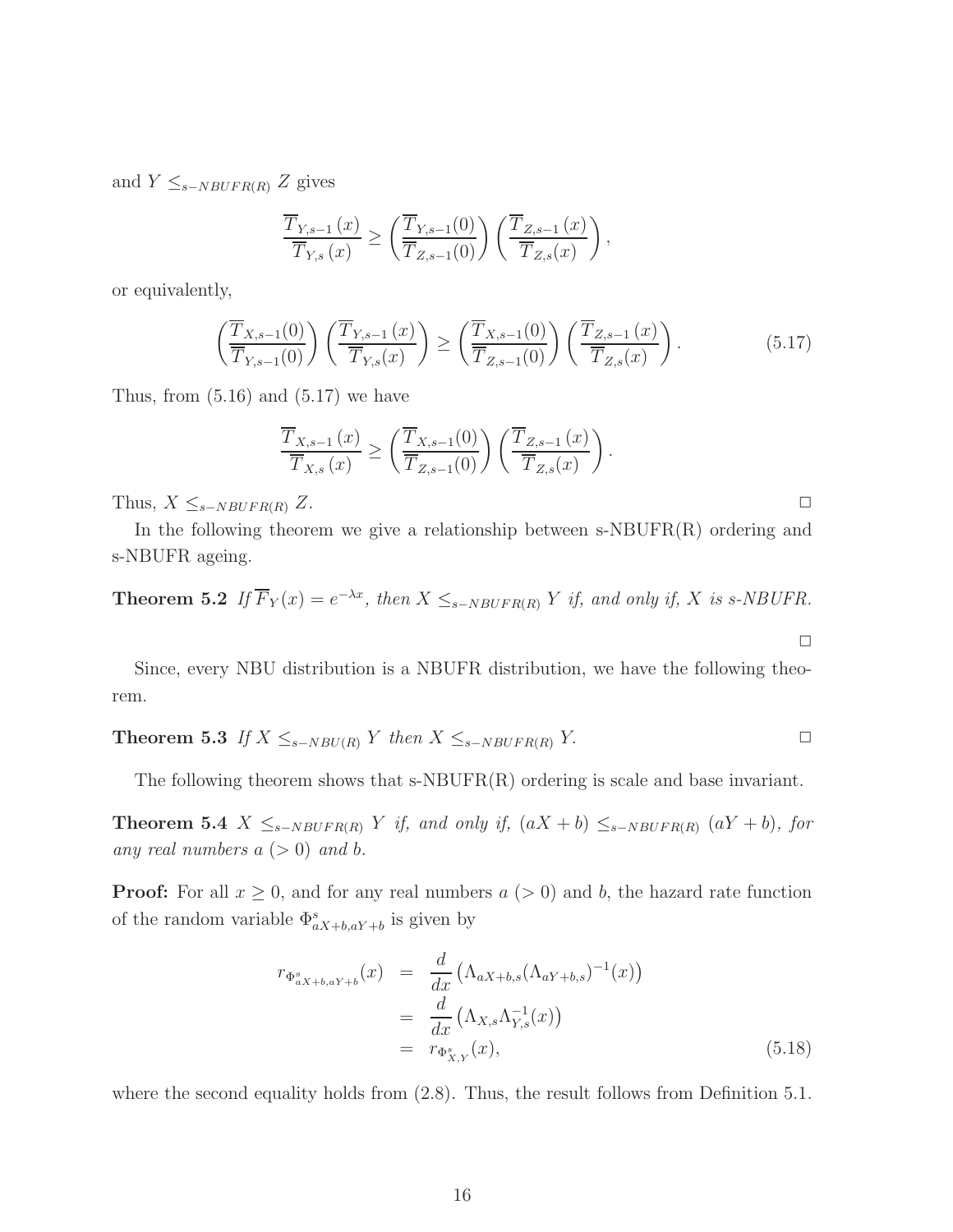and $Y \leq_{s-NBUFR(R)} Z$ gives

$$\frac{\overline{T}_{Y,s-1}(x)}{\overline{T}_{Y,s}(x)} \geq \left(\frac{\overline{T}_{Y,s-1}(0)}{\overline{T}_{Z,s-1}(0)}\right)\left(\frac{\overline{T}_{Z,s-1}(x)}{\overline{T}_{Z,s}(x)}\right),$$

or equivalently,

$$\left(\frac{\overline{T}_{X,s-1}(0)}{\overline{T}_{Y,s-1}(0)}\right)\left(\frac{\overline{T}_{Y,s-1}(x)}{\overline{T}_{Y,s}(x)}\right) \geq \left(\frac{\overline{T}_{X,s-1}(0)}{\overline{T}_{Z,s-1}(0)}\right)\left(\frac{\overline{T}_{Z,s-1}(x)}{\overline{T}_{Z,s}(x)}\right). \tag{5.17}$$

Thus, from (5.16) and (5.17) we have

$$\frac{\overline{T}_{X,s-1}(x)}{\overline{T}_{X,s}(x)} \geq \left(\frac{\overline{T}_{X,s-1}(0)}{\overline{T}_{Z,s-1}(0)}\right)\left(\frac{\overline{T}_{Z,s-1}(x)}{\overline{T}_{Z,s}(x)}\right).$$

Thus, $X \leq_{s-NBUFR(R)} Z$. □

In the following theorem we give a relationship between s-NBUFR(R) ordering and s-NBUFR ageing.

**Theorem 5.2** *If $\overline{F}_Y(x) = e^{-\lambda x}$, then $X \leq_{s-NBUFR(R)} Y$ if, and only if, $X$ is s-NBUFR.*

□

Since, every NBU distribution is a NBUFR distribution, we have the following theorem.

**Theorem 5.3** *If $X \leq_{s-NBU(R)} Y$ then $X \leq_{s-NBUFR(R)} Y$.* □

The following theorem shows that s-NBUFR(R) ordering is scale and base invariant.

**Theorem 5.4** *$X \leq_{s-NBUFR(R)} Y$ if, and only if, $(aX + b) \leq_{s-NBUFR(R)} (aY + b)$, for any real numbers $a\ (> 0)$ and $b$.*

**Proof:** For all $x \geq 0$, and for any real numbers $a\ (> 0)$ and $b$, the hazard rate function of the random variable $\Phi^s_{aX+b,aY+b}$ is given by

$$\begin{aligned} r_{\Phi^s_{aX+b,aY+b}}(x) &= \frac{d}{dx}\left(\Lambda_{aX+b,s}(\Lambda_{aY+b,s})^{-1}(x)\right) \\ &= \frac{d}{dx}\left(\Lambda_{X,s}\Lambda^{-1}_{Y,s}(x)\right) \\ &= r_{\Phi^s_{X,Y}}(x), \end{aligned} \tag{5.18}$$

where the second equality holds from (2.8). Thus, the result follows from Definition 5.1.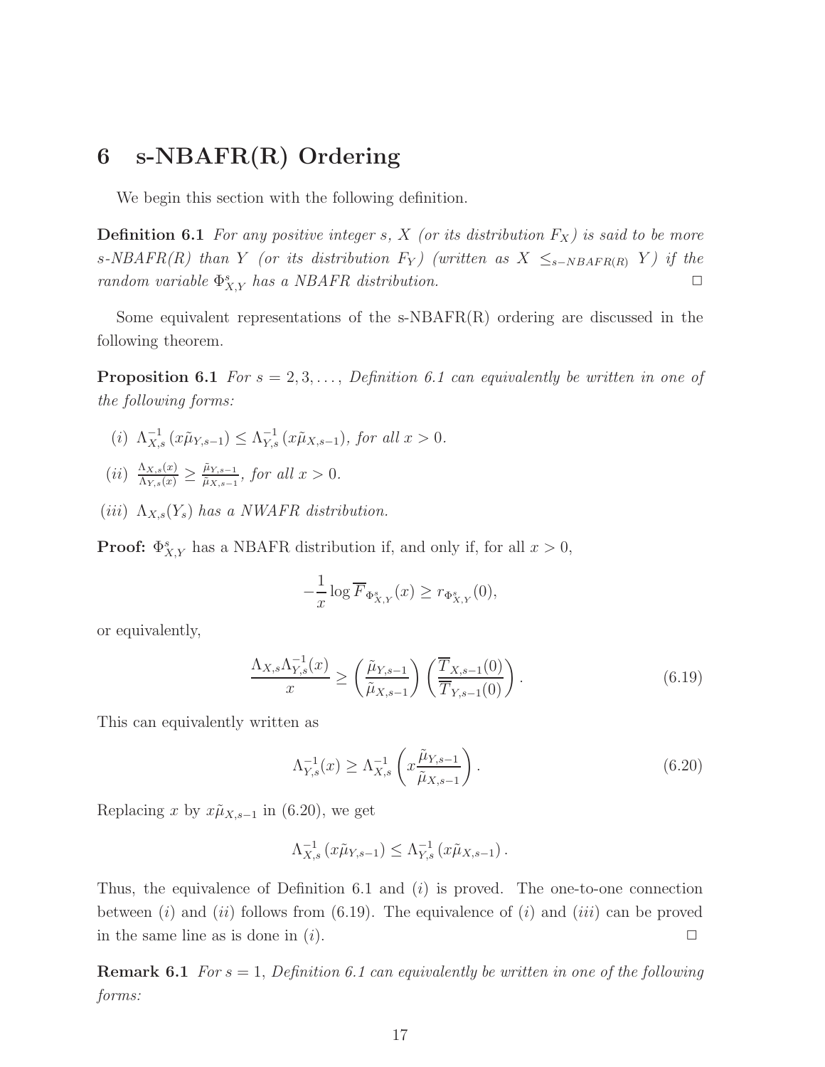## 6 s-NBAFR(R) Ordering

We begin this section with the following definition.

**Definition 6.1** *For any positive integer s, X (or its distribution $F_X$) is said to be more s-NBAFR(R) than Y (or its distribution $F_Y$) (written as $X \leq_{s-NBAFR(R)} Y$) if the random variable $\Phi^s_{X,Y}$ has a NBAFR distribution.* □

Some equivalent representations of the s-NBAFR(R) ordering are discussed in the following theorem.

**Proposition 6.1** *For $s = 2, 3, \ldots$, Definition 6.1 can equivalently be written in one of the following forms:*

(*i*) $\Lambda^{-1}_{X,s}\left(x\tilde{\mu}_{Y,s-1}\right) \leq \Lambda^{-1}_{Y,s}\left(x\tilde{\mu}_{X,s-1}\right)$, *for all $x > 0$.*

(*ii*) $\frac{\Lambda_{X,s}(x)}{\Lambda_{Y,s}(x)} \geq \frac{\tilde{\mu}_{Y,s-1}}{\tilde{\mu}_{X,s-1}}$, *for all $x > 0$.*

(*iii*) $\Lambda_{X,s}(Y_s)$ *has a NWAFR distribution.*

**Proof:** $\Phi^s_{X,Y}$ has a NBAFR distribution if, and only if, for all $x > 0$,

$$-\frac{1}{x}\log \overline{F}_{\Phi^s_{X,Y}}(x) \geq r_{\Phi^s_{X,Y}}(0),$$

or equivalently,

$$\frac{\Lambda_{X,s}\Lambda^{-1}_{Y,s}(x)}{x} \geq \left(\frac{\tilde{\mu}_{Y,s-1}}{\tilde{\mu}_{X,s-1}}\right)\left(\frac{\overline{T}_{X,s-1}(0)}{\overline{T}_{Y,s-1}(0)}\right). \tag{6.19}$$

This can equivalently written as

$$\Lambda^{-1}_{Y,s}(x) \geq \Lambda^{-1}_{X,s}\left(x\frac{\tilde{\mu}_{Y,s-1}}{\tilde{\mu}_{X,s-1}}\right). \tag{6.20}$$

Replacing $x$ by $x\tilde{\mu}_{X,s-1}$ in (6.20), we get

$$\Lambda^{-1}_{X,s}\left(x\tilde{\mu}_{Y,s-1}\right) \leq \Lambda^{-1}_{Y,s}\left(x\tilde{\mu}_{X,s-1}\right).$$

Thus, the equivalence of Definition 6.1 and (*i*) is proved. The one-to-one connection between (*i*) and (*ii*) follows from (6.19). The equivalence of (*i*) and (*iii*) can be proved in the same line as is done in (*i*). □

**Remark 6.1** *For $s = 1$, Definition 6.1 can equivalently be written in one of the following forms:*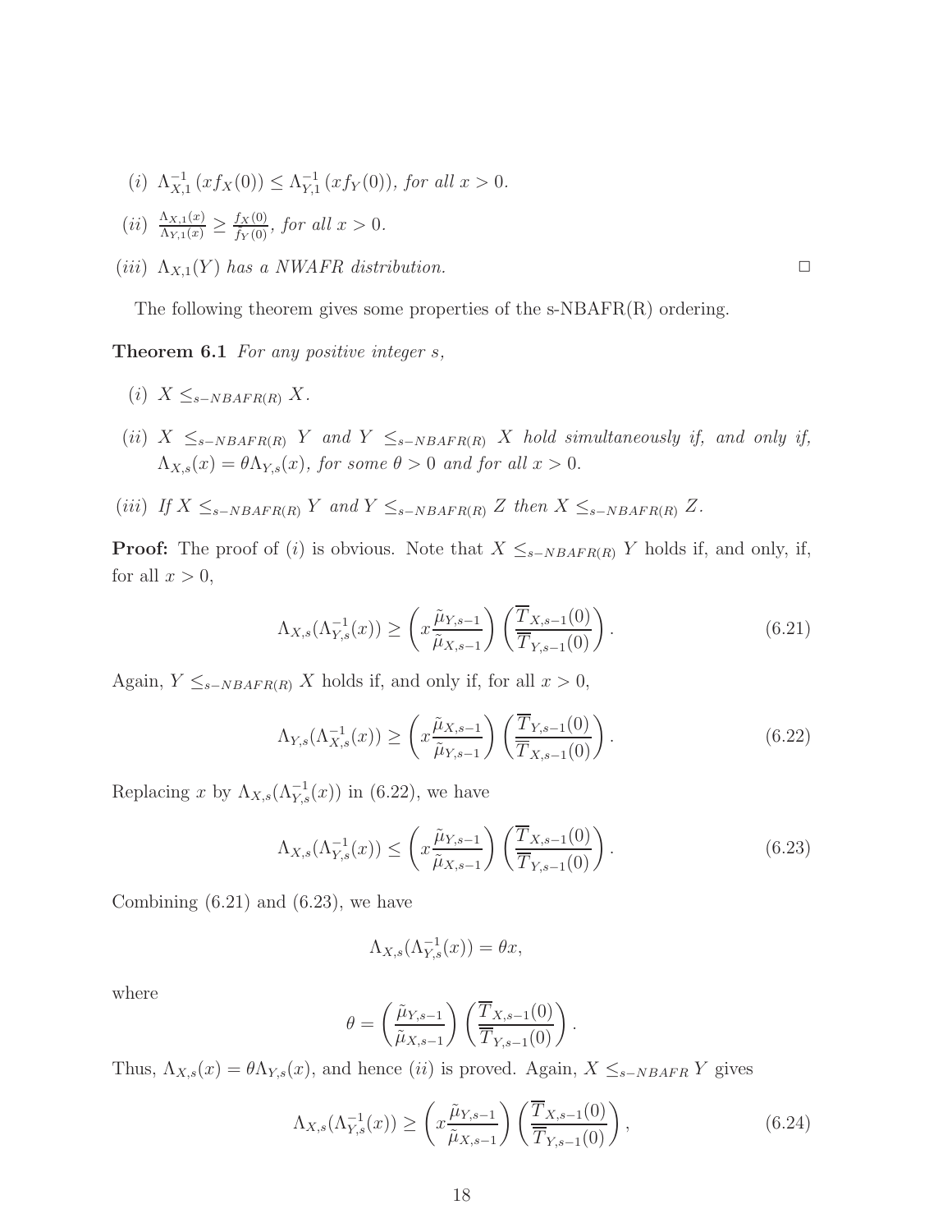$(i)$ $\Lambda_{X,1}^{-1}\left(xf_X(0)\right) \leq \Lambda_{Y,1}^{-1}\left(xf_Y(0)\right)$, *for all* $x > 0$.

$(ii)$ $\frac{\Lambda_{X,1}(x)}{\Lambda_{Y,1}(x)} \geq \frac{f_X(0)}{f_Y(0)}$, *for all* $x > 0$.

$(iii)$ $\Lambda_{X,1}(Y)$ *has a NWAFR distribution.* □

The following theorem gives some properties of the s-NBAFR(R) ordering.

**Theorem 6.1** *For any positive integer s,*

$(i)$ $X \leq_{s-NBAFR(R)} X$.

$(ii)$ $X \leq_{s-NBAFR(R)} Y$ *and* $Y \leq_{s-NBAFR(R)} X$ *hold simultaneously if, and only if,* $\Lambda_{X,s}(x) = \theta \Lambda_{Y,s}(x)$, *for some* $\theta > 0$ *and for all* $x > 0$.

$(iii)$ *If* $X \leq_{s-NBAFR(R)} Y$ *and* $Y \leq_{s-NBAFR(R)} Z$ *then* $X \leq_{s-NBAFR(R)} Z$.

**Proof:** The proof of $(i)$ is obvious. Note that $X \leq_{s-NBAFR(R)} Y$ holds if, and only, if, for all $x > 0$,

$$\Lambda_{X,s}(\Lambda_{Y,s}^{-1}(x)) \geq \left(x\frac{\tilde{\mu}_{Y,s-1}}{\tilde{\mu}_{X,s-1}}\right)\left(\frac{\overline{T}_{X,s-1}(0)}{\overline{T}_{Y,s-1}(0)}\right). \tag{6.21}$$

Again, $Y \leq_{s-NBAFR(R)} X$ holds if, and only if, for all $x > 0$,

$$\Lambda_{Y,s}(\Lambda_{X,s}^{-1}(x)) \geq \left(x\frac{\tilde{\mu}_{X,s-1}}{\tilde{\mu}_{Y,s-1}}\right)\left(\frac{\overline{T}_{Y,s-1}(0)}{\overline{T}_{X,s-1}(0)}\right). \tag{6.22}$$

Replacing $x$ by $\Lambda_{X,s}(\Lambda_{Y,s}^{-1}(x))$ in (6.22), we have

$$\Lambda_{X,s}(\Lambda_{Y,s}^{-1}(x)) \leq \left(x\frac{\tilde{\mu}_{Y,s-1}}{\tilde{\mu}_{X,s-1}}\right)\left(\frac{\overline{T}_{X,s-1}(0)}{\overline{T}_{Y,s-1}(0)}\right). \tag{6.23}$$

Combining (6.21) and (6.23), we have

$$\Lambda_{X,s}(\Lambda_{Y,s}^{-1}(x)) = \theta x,$$

where

$$\theta = \left(\frac{\tilde{\mu}_{Y,s-1}}{\tilde{\mu}_{X,s-1}}\right)\left(\frac{\overline{T}_{X,s-1}(0)}{\overline{T}_{Y,s-1}(0)}\right).$$

Thus, $\Lambda_{X,s}(x) = \theta \Lambda_{Y,s}(x)$, and hence $(ii)$ is proved. Again, $X \leq_{s-NBAFR} Y$ gives

$$\Lambda_{X,s}(\Lambda_{Y,s}^{-1}(x)) \geq \left(x\frac{\tilde{\mu}_{Y,s-1}}{\tilde{\mu}_{X,s-1}}\right)\left(\frac{\overline{T}_{X,s-1}(0)}{\overline{T}_{Y,s-1}(0)}\right), \tag{6.24}$$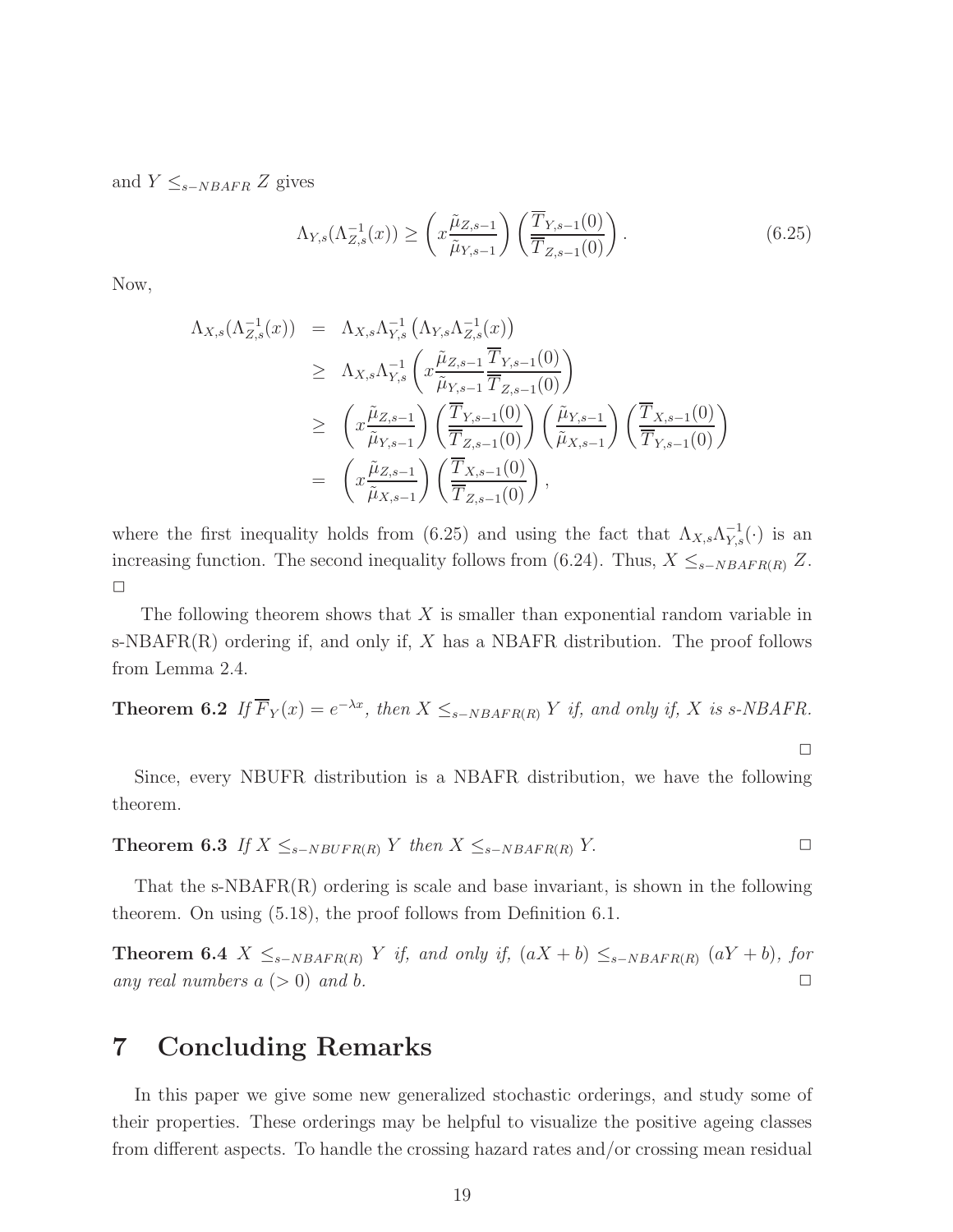and $Y \leq_{s-NBAFR} Z$ gives

$$\Lambda_{Y,s}(\Lambda_{Z,s}^{-1}(x)) \geq \left( x \frac{\tilde{\mu}_{Z,s-1}}{\tilde{\mu}_{Y,s-1}} \right) \left( \frac{\overline{T}_{Y,s-1}(0)}{\overline{T}_{Z,s-1}(0)} \right). \tag{6.25}$$

Now,

$$\begin{aligned}
\Lambda_{X,s}(\Lambda_{Z,s}^{-1}(x)) &= \Lambda_{X,s}\Lambda_{Y,s}^{-1}\left(\Lambda_{Y,s}\Lambda_{Z,s}^{-1}(x)\right) \\
&\geq \Lambda_{X,s}\Lambda_{Y,s}^{-1}\left( x \frac{\tilde{\mu}_{Z,s-1}}{\tilde{\mu}_{Y,s-1}} \frac{\overline{T}_{Y,s-1}(0)}{\overline{T}_{Z,s-1}(0)} \right) \\
&\geq \left( x \frac{\tilde{\mu}_{Z,s-1}}{\tilde{\mu}_{Y,s-1}} \right) \left( \frac{\overline{T}_{Y,s-1}(0)}{\overline{T}_{Z,s-1}(0)} \right) \left( \frac{\tilde{\mu}_{Y,s-1}}{\tilde{\mu}_{X,s-1}} \right) \left( \frac{\overline{T}_{X,s-1}(0)}{\overline{T}_{Y,s-1}(0)} \right) \\
&= \left( x \frac{\tilde{\mu}_{Z,s-1}}{\tilde{\mu}_{X,s-1}} \right) \left( \frac{\overline{T}_{X,s-1}(0)}{\overline{T}_{Z,s-1}(0)} \right),
\end{aligned}$$

where the first inequality holds from (6.25) and using the fact that $\Lambda_{X,s}\Lambda_{Y,s}^{-1}(\cdot)$ is an increasing function. The second inequality follows from (6.24). Thus, $X \leq_{s-NBAFR(R)} Z$. □

The following theorem shows that $X$ is smaller than exponential random variable in s-NBAFR(R) ordering if, and only if, $X$ has a NBAFR distribution. The proof follows from Lemma 2.4.

**Theorem 6.2** *If $\overline{F}_Y(x) = e^{-\lambda x}$, then $X \leq_{s-NBAFR(R)} Y$ if, and only if, $X$ is s-NBAFR.*

□

Since, every NBUFR distribution is a NBAFR distribution, we have the following theorem.

**Theorem 6.3** *If $X \leq_{s-NBUFR(R)} Y$ then $X \leq_{s-NBAFR(R)} Y$.* □

That the s-NBAFR(R) ordering is scale and base invariant, is shown in the following theorem. On using (5.18), the proof follows from Definition 6.1.

**Theorem 6.4** *$X \leq_{s-NBAFR(R)} Y$ if, and only if, $(aX + b) \leq_{s-NBAFR(R)} (aY + b)$, for any real numbers $a$ $(> 0)$ and $b$.* □

# 7 Concluding Remarks

In this paper we give some new generalized stochastic orderings, and study some of their properties. These orderings may be helpful to visualize the positive ageing classes from different aspects. To handle the crossing hazard rates and/or crossing mean residual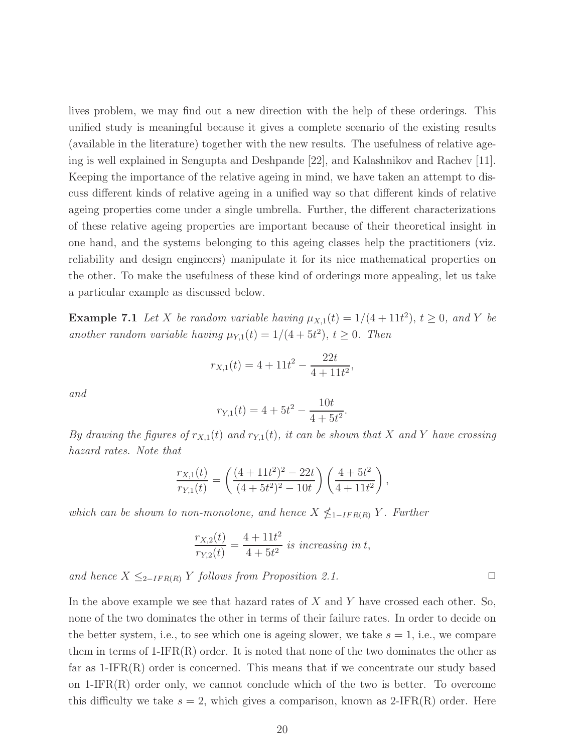lives problem, we may find out a new direction with the help of these orderings. This unified study is meaningful because it gives a complete scenario of the existing results (available in the literature) together with the new results. The usefulness of relative ageing is well explained in Sengupta and Deshpande [22], and Kalashnikov and Rachev [11]. Keeping the importance of the relative ageing in mind, we have taken an attempt to discuss different kinds of relative ageing in a unified way so that different kinds of relative ageing properties come under a single umbrella. Further, the different characterizations of these relative ageing properties are important because of their theoretical insight in one hand, and the systems belonging to this ageing classes help the practitioners (viz. reliability and design engineers) manipulate it for its nice mathematical properties on the other. To make the usefulness of these kind of orderings more appealing, let us take a particular example as discussed below.

**Example 7.1** *Let $X$ be random variable having $\mu_{X,1}(t) = 1/(4 + 11t^2)$, $t \geq 0$, and $Y$ be another random variable having $\mu_{Y,1}(t) = 1/(4 + 5t^2)$, $t \geq 0$. Then*

$$r_{X,1}(t) = 4 + 11t^2 - \frac{22t}{4 + 11t^2},$$

*and*

$$r_{Y,1}(t) = 4 + 5t^2 - \frac{10t}{4 + 5t^2}.$$

*By drawing the figures of $r_{X,1}(t)$ and $r_{Y,1}(t)$, it can be shown that $X$ and $Y$ have crossing hazard rates. Note that*

$$\frac{r_{X,1}(t)}{r_{Y,1}(t)} = \left(\frac{(4 + 11t^2)^2 - 22t}{(4 + 5t^2)^2 - 10t}\right)\left(\frac{4 + 5t^2}{4 + 11t^2}\right),$$

*which can be shown to non-monotone, and hence $X \nleq_{1-IFR(R)} Y$. Further*

$$\frac{r_{X,2}(t)}{r_{Y,2}(t)} = \frac{4 + 11t^2}{4 + 5t^2} \text{ is increasing in } t,$$

*and hence $X \leq_{2-IFR(R)} Y$ follows from Proposition 2.1.* □

In the above example we see that hazard rates of $X$ and $Y$ have crossed each other. So, none of the two dominates the other in terms of their failure rates. In order to decide on the better system, i.e., to see which one is ageing slower, we take $s = 1$, i.e., we compare them in terms of 1-IFR(R) order. It is noted that none of the two dominates the other as far as 1-IFR(R) order is concerned. This means that if we concentrate our study based on 1-IFR(R) order only, we cannot conclude which of the two is better. To overcome this difficulty we take $s = 2$, which gives a comparison, known as 2-IFR(R) order. Here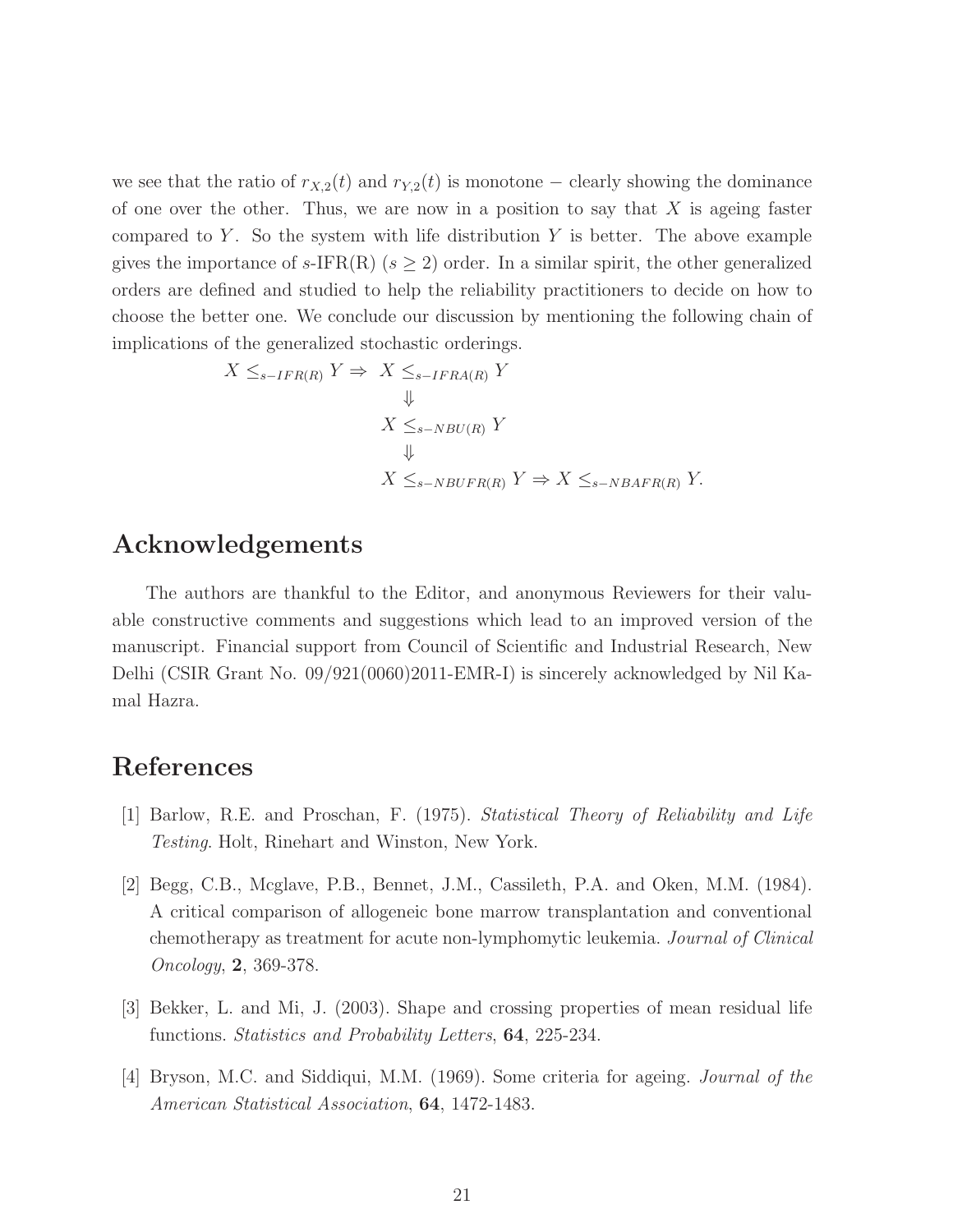we see that the ratio of $r_{X,2}(t)$ and $r_{Y,2}(t)$ is monotone − clearly showing the dominance of one over the other. Thus, we are now in a position to say that $X$ is ageing faster compared to $Y$. So the system with life distribution $Y$ is better. The above example gives the importance of $s$-IFR(R) ($s \geq 2$) order. In a similar spirit, the other generalized orders are defined and studied to help the reliability practitioners to decide on how to choose the better one. We conclude our discussion by mentioning the following chain of implications of the generalized stochastic orderings.

$$
\begin{array}{ll}
X \leq_{s-IFR(R)} Y \Rightarrow & X \leq_{s-IFRA(R)} Y \\
& \quad \Downarrow \\
& X \leq_{s-NBU(R)} Y \\
& \quad \Downarrow \\
& X \leq_{s-NBUFR(R)} Y \Rightarrow X \leq_{s-NBAFR(R)} Y.
\end{array}
$$

## Acknowledgements

The authors are thankful to the Editor, and anonymous Reviewers for their valuable constructive comments and suggestions which lead to an improved version of the manuscript. Financial support from Council of Scientific and Industrial Research, New Delhi (CSIR Grant No. 09/921(0060)2011-EMR-I) is sincerely acknowledged by Nil Kamal Hazra.

## References

[1] Barlow, R.E. and Proschan, F. (1975). *Statistical Theory of Reliability and Life Testing*. Holt, Rinehart and Winston, New York.

[2] Begg, C.B., Mcglave, P.B., Bennet, J.M., Cassileth, P.A. and Oken, M.M. (1984). A critical comparison of allogeneic bone marrow transplantation and conventional chemotherapy as treatment for acute non-lymphomytic leukemia. *Journal of Clinical Oncology*, **2**, 369-378.

[3] Bekker, L. and Mi, J. (2003). Shape and crossing properties of mean residual life functions. *Statistics and Probability Letters*, **64**, 225-234.

[4] Bryson, M.C. and Siddiqui, M.M. (1969). Some criteria for ageing. *Journal of the American Statistical Association*, **64**, 1472-1483.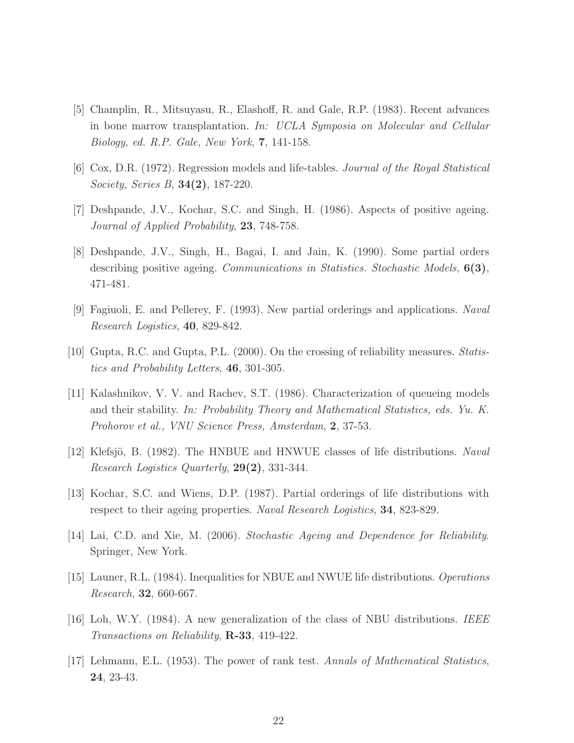[5] Champlin, R., Mitsuyasu, R., Elashoff, R. and Gale, R.P. (1983). Recent advances in bone marrow transplantation. *In: UCLA Symposia on Molecular and Cellular Biology, ed. R.P. Gale, New York*, **7**, 141-158.

[6] Cox, D.R. (1972). Regression models and life-tables. *Journal of the Royal Statistical Society, Series B*, **34(2)**, 187-220.

[7] Deshpande, J.V., Kochar, S.C. and Singh, H. (1986). Aspects of positive ageing. *Journal of Applied Probability*, **23**, 748-758.

[8] Deshpande, J.V., Singh, H., Bagai, I. and Jain, K. (1990). Some partial orders describing positive ageing. *Communications in Statistics. Stochastic Models*, **6(3)**, 471-481.

[9] Fagiuoli, E. and Pellerey, F. (1993). New partial orderings and applications. *Naval Research Logistics*, **40**, 829-842.

[10] Gupta, R.C. and Gupta, P.L. (2000). On the crossing of reliability measures. *Statistics and Probability Letters*, **46**, 301-305.

[11] Kalashnikov, V. V. and Rachev, S.T. (1986). Characterization of queueing models and their stability. *In: Probability Theory and Mathematical Statistics, eds. Yu. K. Prohorov et al., VNU Science Press, Amsterdam*, **2**, 37-53.

[12] Klefsjö, B. (1982). The HNBUE and HNWUE classes of life distributions. *Naval Research Logistics Quarterly*, **29(2)**, 331-344.

[13] Kochar, S.C. and Wiens, D.P. (1987). Partial orderings of life distributions with respect to their ageing properties. *Naval Research Logistics*, **34**, 823-829.

[14] Lai, C.D. and Xie, M. (2006). *Stochastic Ageing and Dependence for Reliability*. Springer, New York.

[15] Launer, R.L. (1984). Inequalities for NBUE and NWUE life distributions. *Operations Research*, **32**, 660-667.

[16] Loh, W.Y. (1984). A new generalization of the class of NBU distributions. *IEEE Transactions on Reliability*, **R-33**, 419-422.

[17] Lehmann, E.L. (1953). The power of rank test. *Annals of Mathematical Statistics*, **24**, 23-43.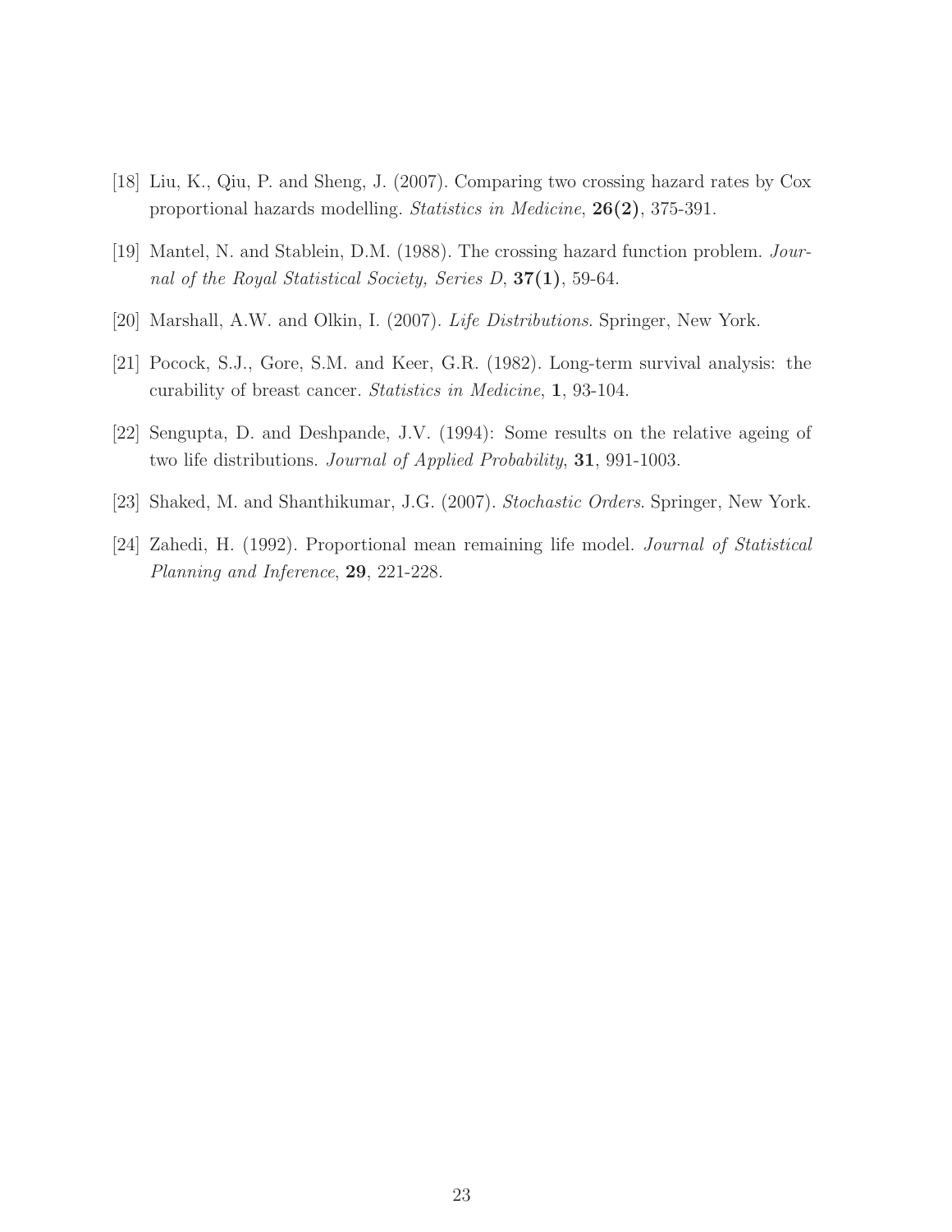[18] Liu, K., Qiu, P. and Sheng, J. (2007). Comparing two crossing hazard rates by Cox proportional hazards modelling. *Statistics in Medicine*, **26(2)**, 375-391.

[19] Mantel, N. and Stablein, D.M. (1988). The crossing hazard function problem. *Journal of the Royal Statistical Society, Series D*, **37(1)**, 59-64.

[20] Marshall, A.W. and Olkin, I. (2007). *Life Distributions*. Springer, New York.

[21] Pocock, S.J., Gore, S.M. and Keer, G.R. (1982). Long-term survival analysis: the curability of breast cancer. *Statistics in Medicine*, **1**, 93-104.

[22] Sengupta, D. and Deshpande, J.V. (1994): Some results on the relative ageing of two life distributions. *Journal of Applied Probability*, **31**, 991-1003.

[23] Shaked, M. and Shanthikumar, J.G. (2007). *Stochastic Orders*. Springer, New York.

[24] Zahedi, H. (1992). Proportional mean remaining life model. *Journal of Statistical Planning and Inference*, **29**, 221-228.